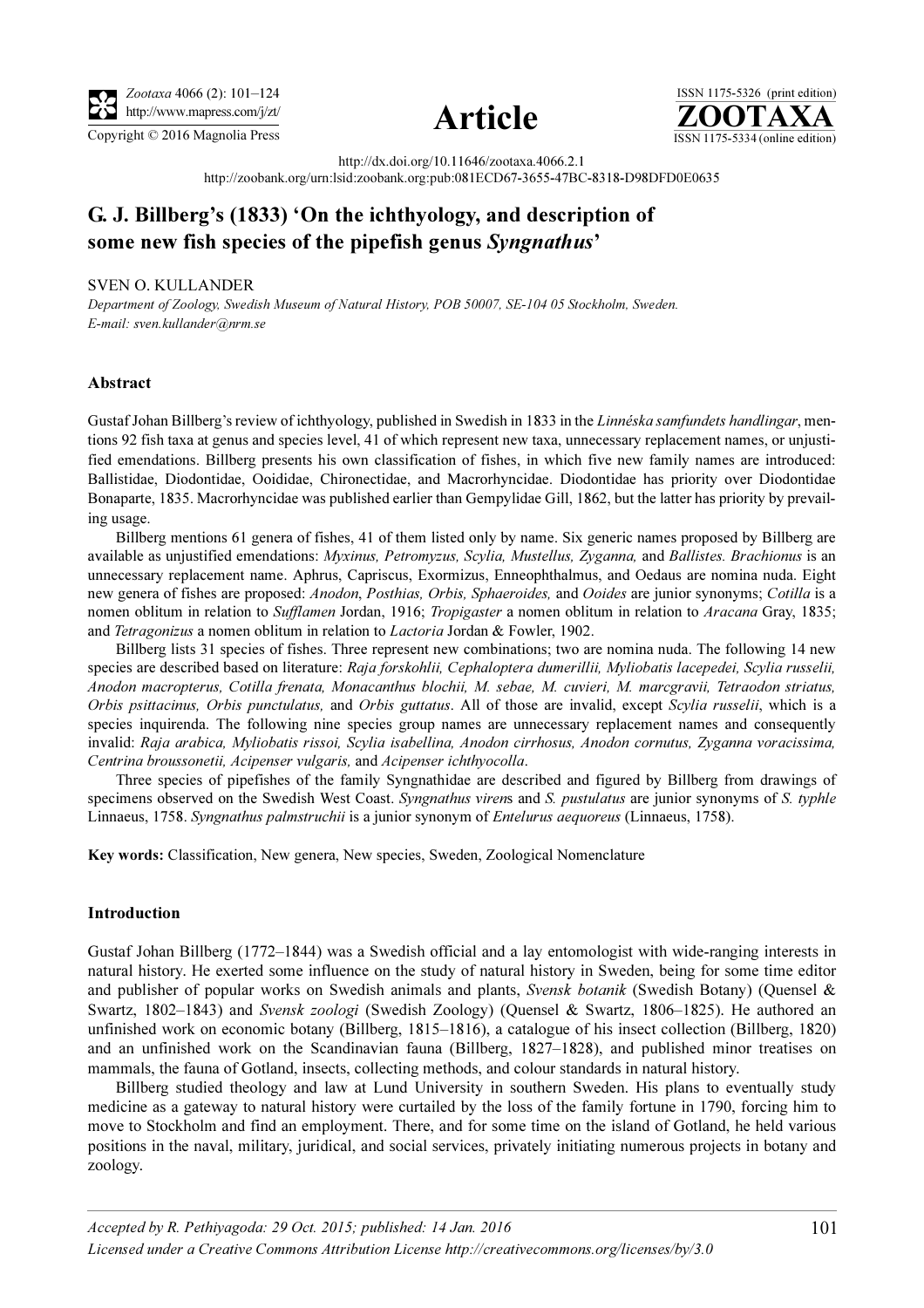http://dx.doi.org/10.11646/zootaxa.4066.2.1

http://zoobank.org/urn:lsid:zoobank.org:pub:081ECD67-3655-47BC-8318-D98DFD0E0635

# G. J. Billberg's (1833) 'On the ichthyology, and description of some new fish species of the pipefish genus *Syngnathus*'

SVEN O. KULLANDER

*Department of Zoology, Swedish Museum of Natural History, POB 50007, SE-104 05 Stockholm, Sweden. E-mail: sven.kullander@nrm.se*

## Abstract

Gustaf Johan Billberg's review of ichthyology, published in Swedish in 1833 in the *Linnéska samfundets handlingar*, mentions 92 fish taxa at genus and species level, 41 of which represent new taxa, unnecessary replacement names, or unjustified emendations. Billberg presents his own classification of fishes, in which five new family names are introduced: Ballistidae, Diodontidae, Ooididae, Chironectidae, and Macrorhyncidae. Diodontidae has priority over Diodontidae Bonaparte, 1835. Macrorhyncidae was published earlier than Gempylidae Gill, 1862, but the latter has priority by prevailing usage.

Billberg mentions 61 genera of fishes, 41 of them listed only by name. Six generic names proposed by Billberg are available as unjustified emendations: *Myxinus, Petromyzus, Scylia, Mustellus, Zyganna,* and *Ballistes. Brachionus* is an unnecessary replacement name. Aphrus, Capriscus, Exormizus, Enneophthalmus, and Oedaus are nomina nuda. Eight new genera of fishes are proposed: *Anodon*, *Posthias, Orbis, Sphaeroides,* and *Ooides* are junior synonyms; *Cotilla* is a nomen oblitum in relation to *Sufflamen* Jordan, 1916; *Tropigaster* a nomen oblitum in relation to *Aracana* Gray, 1835; and *Tetragonizus* a nomen oblitum in relation to *Lactoria* Jordan & Fowler, 1902.

Billberg lists 31 species of fishes. Three represent new combinations; two are nomina nuda. The following 14 new species are described based on literature: *Raja forskohlii, Cephaloptera dumerillii, Myliobatis lacepedei, Scylia russelii, Anodon macropterus, Cotilla frenata, Monacanthus blochii, M. sebae, M. cuvieri, M. marcgravii, Tetraodon striatus, Orbis psittacinus, Orbis punctulatus,* and *Orbis guttatus*. All of those are invalid, except *Scylia russelii*, which is a species inquirenda. The following nine species group names are unnecessary replacement names and consequently invalid: *Raja arabica, Myliobatis rissoi, Scylia isabellina, Anodon cirrhosus, Anodon cornutus, Zyganna voracissima, Centrina broussonetii, Acipenser vulgaris,* and *Acipenser ichthyocolla*.

Three species of pipefishes of the family Syngnathidae are described and figured by Billberg from drawings of specimens observed on the Swedish West Coast. *Syngnathus virens* and *S. pustulatus* are junior synonyms of *S. typhle* Linnaeus, 1758. *Syngnathus palmstruchii* is a junior synonym of *Entelurus aequoreus* (Linnaeus, 1758).

**Key words:** Classification, New genera, New species, Sweden, Zoological Nomenclature

## Introduction

Gustaf Johan Billberg (1772–1844) was a Swedish official and a lay entomologist with wide-ranging interests in natural history. He exerted some influence on the study of natural history in Sweden, being for some time editor and publisher of popular works on Swedish animals and plants, *Svensk botanik* (Swedish Botany) (Quensel & Swartz, 1802–1843) and *Svensk zoologi* (Swedish Zoology) (Quensel & Swartz, 1806–1825). He authored an unfinished work on economic botany (Billberg, 1815–1816), a catalogue of his insect collection (Billberg, 1820) and an unfinished work on the Scandinavian fauna (Billberg, 1827–1828), and published minor treatises on mammals, the fauna of Gotland, insects, collecting methods, and colour standards in natural history.

Billberg studied theology and law at Lund University in southern Sweden. His plans to eventually study medicine as a gateway to natural history were curtailed by the loss of the family fortune in 1790, forcing him to move to Stockholm and find an employment. There, and for some time on the island of Gotland, he held various positions in the naval, military, juridical, and social services, privately initiating numerous projects in botany and zoology.

*Accepted by R. Pethiyagoda: 29 Oct. 2015; published: 14 Jan. 2016*

*Licensed under a Creative Commons Attribution License http://creativecommons.org/licenses/by/3.0*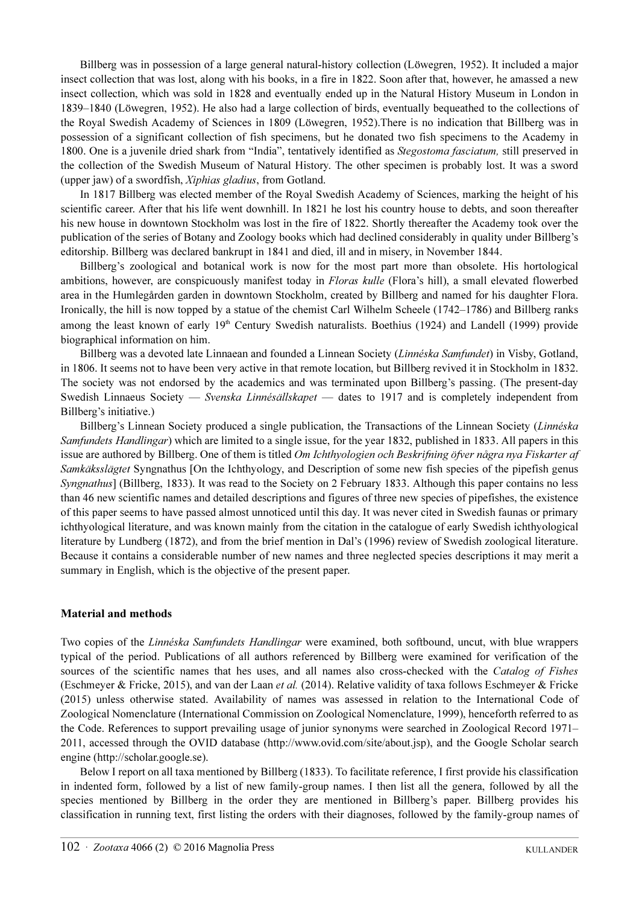Billberg was in possession of a large general natural-history collection (Löwegren, 1952). It included a major insect collection that was lost, along with his books, in a fire in 1822. Soon after that, however, he amassed a new insect collection, which was sold in 1828 and eventually ended up in the Natural History Museum in London in 1839–1840 (Löwegren, 1952). He also had a large collection of birds, eventually bequeathed to the collections of the Royal Swedish Academy of Sciences in 1809 (Löwegren, 1952).There is no indication that Billberg was in possession of a significant collection of fish specimens, but he donated two fish specimens to the Academy in 1800. One is a juvenile dried shark from "India", tentatively identified as *Stegostoma fasciatum,* still preserved in the collection of the Swedish Museum of Natural History. The other specimen is probably lost. It was a sword (upper jaw) of a swordfish, *Xiphias gladius*, from Gotland.

In 1817 Billberg was elected member of the Royal Swedish Academy of Sciences, marking the height of his scientific career. After that his life went downhill. In 1821 he lost his country house to debts, and soon thereafter his new house in downtown Stockholm was lost in the fire of 1822. Shortly thereafter the Academy took over the publication of the series of Botany and Zoology books which had declined considerably in quality under Billberg's editorship. Billberg was declared bankrupt in 1841 and died, ill and in misery, in November 1844.

Billberg's zoological and botanical work is now for the most part more than obsolete. His hortological ambitions, however, are conspicuously manifest today in *Floras kulle* (Flora's hill), a small elevated flowerbed area in the Humlegården garden in downtown Stockholm, created by Billberg and named for his daughter Flora. Ironically, the hill is now topped by a statue of the chemist Carl Wilhelm Scheele (1742–1786) and Billberg ranks among the least known of early 19th Century Swedish naturalists. Boethius (1924) and Landell (1999) provide biographical information on him.

Billberg was a devoted late Linnaean and founded a Linnean Society (*Linnéska Samfundet*) in Visby, Gotland, in 1806. It seems not to have been very active in that remote location, but Billberg revived it in Stockholm in 1832. The society was not endorsed by the academics and was terminated upon Billberg's passing. (The present-day Swedish Linnaeus Society — *Svenska Linnésällskapet* — dates to 1917 and is completely independent from Billberg's initiative.)

Billberg's Linnean Society produced a single publication, the Transactions of the Linnean Society (*Linnéska Samfundets Handlingar*) which are limited to a single issue, for the year 1832, published in 1833. All papers in this issue are authored by Billberg. One of them is titled *Om Ichthyologien och Beskrifning öfver några nya Fiskarter af Samkäksslägtet* Syngnathus [On the Ichthyology, and Description of some new fish species of the pipefish genus *Syngnathus*] (Billberg, 1833). It was read to the Society on 2 February 1833. Although this paper contains no less than 46 new scientific names and detailed descriptions and figures of three new species of pipefishes, the existence of this paper seems to have passed almost unnoticed until this day. It was never cited in Swedish faunas or primary ichthyological literature, and was known mainly from the citation in the catalogue of early Swedish ichthyological literature by Lundberg (1872), and from the brief mention in Dal's (1996) review of Swedish zoological literature. Because it contains a considerable number of new names and three neglected species descriptions it may merit a summary in English, which is the objective of the present paper.

## Material and methods

Two copies of the *Linnéska Samfundets Handlingar* were examined, both softbound, uncut, with blue wrappers typical of the period. Publications of all authors referenced by Billberg were examined for verification of the sources of the scientific names that hes uses, and all names also cross-checked with the *Catalog of Fishes* (Eschmeyer & Fricke, 2015), and van der Laan *et al.* (2014). Relative validity of taxa follows Eschmeyer & Fricke (2015) unless otherwise stated. Availability of names was assessed in relation to the International Code of Zoological Nomenclature (International Commission on Zoological Nomenclature, 1999), henceforth referred to as the Code. References to support prevailing usage of junior synonyms were searched in Zoological Record 1971–2011, accessed through the OVID database (http://www.ovid.com/site/about.jsp), and the Google Scholar search engine (http://scholar.google.se).

Below I report on all taxa mentioned by Billberg (1833). To facilitate reference, I first provide his classification in indented form, followed by a list of new family-group names. I then list all the genera, followed by all the species mentioned by Billberg in the order they are mentioned in Billberg's paper. Billberg provides his classification in running text, first listing the orders with their diagnoses, followed by the family-group names of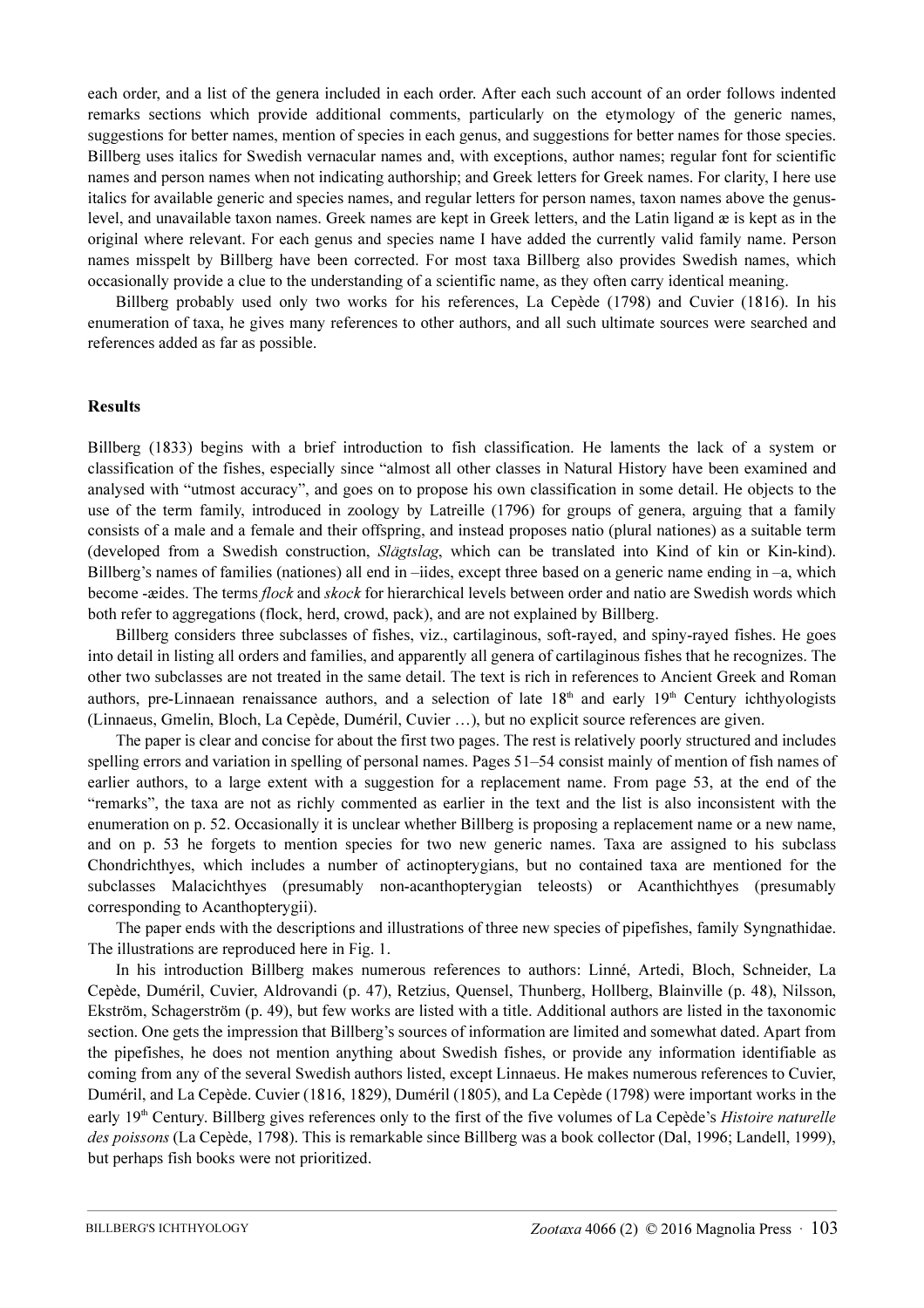each order, and a list of the genera included in each order. After each such account of an order follows indented remarks sections which provide additional comments, particularly on the etymology of the generic names, suggestions for better names, mention of species in each genus, and suggestions for better names for those species. Billberg uses italics for Swedish vernacular names and, with exceptions, author names; regular font for scientific names and person names when not indicating authorship; and Greek letters for Greek names. For clarity, I here use italics for available generic and species names, and regular letters for person names, taxon names above the genus-level, and unavailable taxon names. Greek names are kept in Greek letters, and the Latin ligand æ is kept as in the original where relevant. For each genus and species name I have added the currently valid family name. Person names misspelt by Billberg have been corrected. For most taxa Billberg also provides Swedish names, which occasionally provide a clue to the understanding of a scientific name, as they often carry identical meaning.

Billberg probably used only two works for his references, La Cepède (1798) and Cuvier (1816). In his enumeration of taxa, he gives many references to other authors, and all such ultimate sources were searched and references added as far as possible.

## Results

Billberg (1833) begins with a brief introduction to fish classification. He laments the lack of a system or classification of the fishes, especially since "almost all other classes in Natural History have been examined and analysed with "utmost accuracy", and goes on to propose his own classification in some detail. He objects to the use of the term family, introduced in zoology by Latreille (1796) for groups of genera, arguing that a family consists of a male and a female and their offspring, and instead proposes natio (plural nationes) as a suitable term (developed from a Swedish construction, *Slägtslag*, which can be translated into Kind of kin or Kin-kind). Billberg's names of families (nationes) all end in –iides, except three based on a generic name ending in –a, which become -æides. The terms *flock* and *skock* for hierarchical levels between order and natio are Swedish words which both refer to aggregations (flock, herd, crowd, pack), and are not explained by Billberg.

Billberg considers three subclasses of fishes, viz., cartilaginous, soft-rayed, and spiny-rayed fishes. He goes into detail in listing all orders and families, and apparently all genera of cartilaginous fishes that he recognizes. The other two subclasses are not treated in the same detail. The text is rich in references to Ancient Greek and Roman authors, pre-Linnaean renaissance authors, and a selection of late 18th and early 19th Century ichthyologists (Linnaeus, Gmelin, Bloch, La Cepède, Duméril, Cuvier …), but no explicit source references are given.

The paper is clear and concise for about the first two pages. The rest is relatively poorly structured and includes spelling errors and variation in spelling of personal names. Pages 51–54 consist mainly of mention of fish names of earlier authors, to a large extent with a suggestion for a replacement name. From page 53, at the end of the "remarks", the taxa are not as richly commented as earlier in the text and the list is also inconsistent with the enumeration on p. 52. Occasionally it is unclear whether Billberg is proposing a replacement name or a new name, and on p. 53 he forgets to mention species for two new generic names. Taxa are assigned to his subclass Chondrichthyes, which includes a number of actinopterygians, but no contained taxa are mentioned for the subclasses Malacichthyes (presumably non-acanthopterygian teleosts) or Acanthichthyes (presumably corresponding to Acanthopterygii).

The paper ends with the descriptions and illustrations of three new species of pipefishes, family Syngnathidae. The illustrations are reproduced here in Fig. 1.

In his introduction Billberg makes numerous references to authors: Linné, Artedi, Bloch, Schneider, La Cepède, Duméril, Cuvier, Aldrovandi (p. 47), Retzius, Quensel, Thunberg, Hollberg, Blainville (p. 48), Nilsson, Ekström, Schagerström (p. 49), but few works are listed with a title. Additional authors are listed in the taxonomic section. One gets the impression that Billberg's sources of information are limited and somewhat dated. Apart from the pipefishes, he does not mention anything about Swedish fishes, or provide any information identifiable as coming from any of the several Swedish authors listed, except Linnaeus. He makes numerous references to Cuvier, Duméril, and La Cepède. Cuvier (1816, 1829), Duméril (1805), and La Cepède (1798) were important works in the early 19th Century. Billberg gives references only to the first of the five volumes of La Cepède's *Histoire naturelle des poissons* (La Cepède, 1798). This is remarkable since Billberg was a book collector (Dal, 1996; Landell, 1999), but perhaps fish books were not prioritized.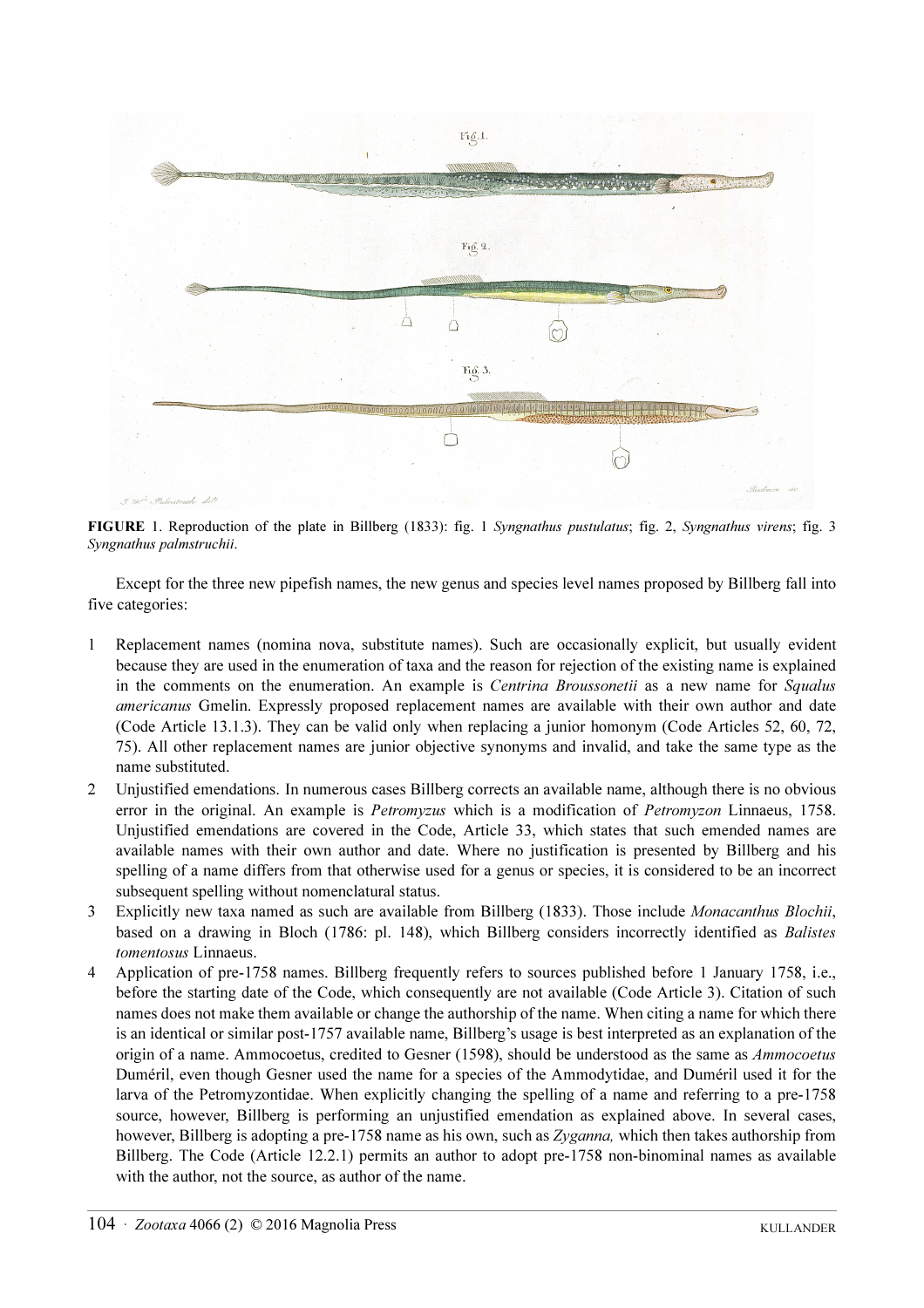**FIGURE** 1. Reproduction of the plate in Billberg (1833): fig. 1 *Syngnathus pustulatus*; fig. 2, *Syngnathus virens*; fig. 3 *Syngnathus palmstruchii*.

Except for the three new pipefish names, the new genus and species level names proposed by Billberg fall into five categories:

1. Replacement names (nomina nova, substitute names). Such are occasionally explicit, but usually evident because they are used in the enumeration of taxa and the reason for rejection of the existing name is explained in the comments on the enumeration. An example is *Centrina Broussonetii* as a new name for *Squalus americanus* Gmelin. Expressly proposed replacement names are available with their own author and date (Code Article 13.1.3). They can be valid only when replacing a junior homonym (Code Articles 52, 60, 72, 75). All other replacement names are junior objective synonyms and invalid, and take the same type as the name substituted.
2. Unjustified emendations. In numerous cases Billberg corrects an available name, although there is no obvious error in the original. An example is *Petromyzus* which is a modification of *Petromyzon* Linnaeus, 1758. Unjustified emendations are covered in the Code, Article 33, which states that such emended names are available names with their own author and date. Where no justification is presented by Billberg and his spelling of a name differs from that otherwise used for a genus or species, it is considered to be an incorrect subsequent spelling without nomenclatural status.
3. Explicitly new taxa named as such are available from Billberg (1833). Those include *Monacanthus Blochii*, based on a drawing in Bloch (1786: pl. 148), which Billberg considers incorrectly identified as *Balistes tomentosus* Linnaeus.
4. Application of pre-1758 names. Billberg frequently refers to sources published before 1 January 1758, i.e., before the starting date of the Code, which consequently are not available (Code Article 3). Citation of such names does not make them available or change the authorship of the name. When citing a name for which there is an identical or similar post-1757 available name, Billberg's usage is best interpreted as an explanation of the origin of a name. Ammocoetus, credited to Gesner (1598), should be understood as the same as *Ammocoetus* Duméril, even though Gesner used the name for a species of the Ammodytidae, and Duméril used it for the larva of the Petromyzontidae. When explicitly changing the spelling of a name and referring to a pre-1758 source, however, Billberg is performing an unjustified emendation as explained above. In several cases, however, Billberg is adopting a pre-1758 name as his own, such as *Zyganna,* which then takes authorship from Billberg. The Code (Article 12.2.1) permits an author to adopt pre-1758 non-binominal names as available with the author, not the source, as author of the name.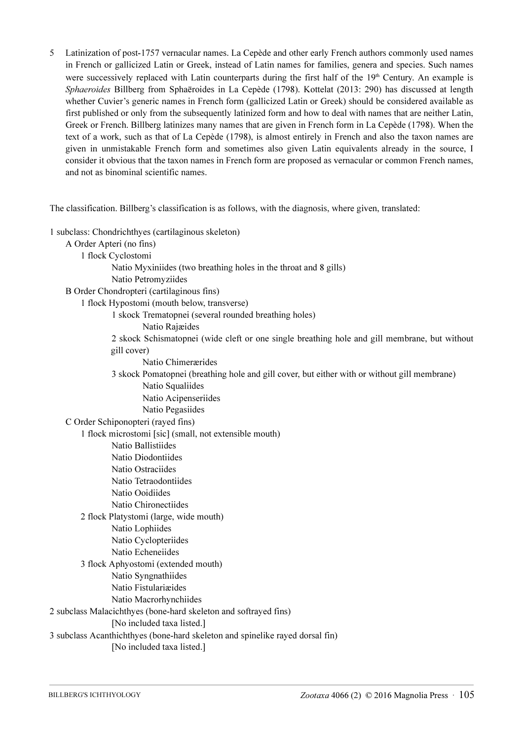5 Latinization of post-1757 vernacular names. La Cepède and other early French authors commonly used names in French or gallicized Latin or Greek, instead of Latin names for families, genera and species. Such names were successively replaced with Latin counterparts during the first half of the 19th Century. An example is *Sphaeroides* Billberg from Sphaëroides in La Cepède (1798). Kottelat (2013: 290) has discussed at length whether Cuvier's generic names in French form (gallicized Latin or Greek) should be considered available as first published or only from the subsequently latinized form and how to deal with names that are neither Latin, Greek or French. Billberg latinizes many names that are given in French form in La Cepède (1798). When the text of a work, such as that of La Cepède (1798), is almost entirely in French and also the taxon names are given in unmistakable French form and sometimes also given Latin equivalents already in the source, I consider it obvious that the taxon names in French form are proposed as vernacular or common French names, and not as binominal scientific names.

The classification. Billberg's classification is as follows, with the diagnosis, where given, translated:

1 subclass: Chondrichthyes (cartilaginous skeleton)
- A Order Apteri (no fins)
  - 1 flock Cyclostomi
    - Natio Myxiniides (two breathing holes in the throat and 8 gills)
    - Natio Petromyziides
- B Order Chondropteri (cartilaginous fins)
  - 1 flock Hypostomi (mouth below, transverse)
    - 1 skock Trematopnei (several rounded breathing holes)
      - Natio Rajæides
    - 2 skock Schismatopnei (wide cleft or one single breathing hole and gill membrane, but without gill cover)
      - Natio Chimerærides
    - 3 skock Pomatopnei (breathing hole and gill cover, but either with or without gill membrane)
      - Natio Squaliides
      - Natio Acipenseriides
      - Natio Pegasiides
- C Order Schiponopteri (rayed fins)
  - 1 flock microstomi [sic] (small, not extensible mouth)
    - Natio Ballistiides
    - Natio Diodontiides
    - Natio Ostraciides
    - Natio Tetraodontiides
    - Natio Ooidiides
    - Natio Chironectiides
  - 2 flock Platystomi (large, wide mouth)
    - Natio Lophiides
    - Natio Cyclopteriides
    - Natio Echeneiides
  - 3 flock Aphyostomi (extended mouth)
    - Natio Syngnathiides
    - Natio Fistulariæides
    - Natio Macrorhynchiides

2 subclass Malacichthyes (bone-hard skeleton and softrayed fins)
- [No included taxa listed.]

3 subclass Acanthichthyes (bone-hard skeleton and spinelike rayed dorsal fin)
- [No included taxa listed.]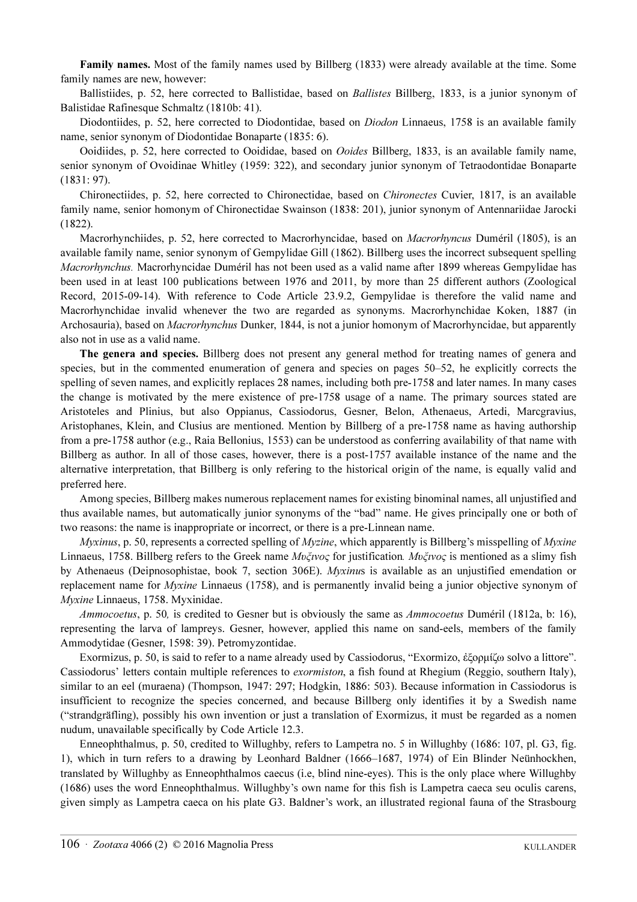**Family names.** Most of the family names used by Billberg (1833) were already available at the time. Some family names are new, however:

Ballistiides, p. 52, here corrected to Ballistidae, based on *Ballistes* Billberg, 1833, is a junior synonym of Balistidae Rafinesque Schmaltz (1810b: 41).

Diodontiides, p. 52, here corrected to Diodontidae, based on *Diodon* Linnaeus, 1758 is an available family name, senior synonym of Diodontidae Bonaparte (1835: 6).

Ooidiides, p. 52, here corrected to Ooididae, based on *Ooides* Billberg, 1833, is an available family name, senior synonym of Ovoidinae Whitley (1959: 322), and secondary junior synonym of Tetraodontidae Bonaparte (1831: 97).

Chironectiides, p. 52, here corrected to Chironectidae, based on *Chironectes* Cuvier, 1817, is an available family name, senior homonym of Chironectidae Swainson (1838: 201), junior synonym of Antennariidae Jarocki (1822).

Macrorhynchiides, p. 52, here corrected to Macrorhyncidae, based on *Macrorhyncus* Duméril (1805), is an available family name, senior synonym of Gempylidae Gill (1862). Billberg uses the incorrect subsequent spelling *Macrorhynchus.* Macrorhyncidae Duméril has not been used as a valid name after 1899 whereas Gempylidae has been used in at least 100 publications between 1976 and 2011, by more than 25 different authors (Zoological Record, 2015-09-14). With reference to Code Article 23.9.2, Gempylidae is therefore the valid name and Macrorhynchidae invalid whenever the two are regarded as synonyms. Macrorhynchidae Koken, 1887 (in Archosauria), based on *Macrorhynchus* Dunker, 1844, is not a junior homonym of Macrorhyncidae, but apparently also not in use as a valid name.

**The genera and species.** Billberg does not present any general method for treating names of genera and species, but in the commented enumeration of genera and species on pages 50–52, he explicitly corrects the spelling of seven names, and explicitly replaces 28 names, including both pre-1758 and later names. In many cases the change is motivated by the mere existence of pre-1758 usage of a name. The primary sources stated are Aristoteles and Plinius, but also Oppianus, Cassiodorus, Gesner, Belon, Athenaeus, Artedi, Marcgravius, Aristophanes, Klein, and Clusius are mentioned. Mention by Billberg of a pre-1758 name as having authorship from a pre-1758 author (e.g., Raia Bellonius, 1553) can be understood as conferring availability of that name with Billberg as author. In all of those cases, however, there is a post-1757 available instance of the name and the alternative interpretation, that Billberg is only refering to the historical origin of the name, is equally valid and preferred here.

Among species, Billberg makes numerous replacement names for existing binominal names, all unjustified and thus available names, but automatically junior synonyms of the "bad" name. He gives principally one or both of two reasons: the name is inappropriate or incorrect, or there is a pre-Linnean name.

*Myxinus*, p. 50, represents a corrected spelling of *Myzine*, which apparently is Billberg's misspelling of *Myxine* Linnaeus, 1758. Billberg refers to the Greek name *Μυξινος* for justification*. Μυξινος* is mentioned as a slimy fish by Athenaeus (Deipnosophistae, book 7, section 306E). *Myxinu*s is available as an unjustified emendation or replacement name for *Myxine* Linnaeus (1758), and is permanently invalid being a junior objective synonym of *Myxine* Linnaeus, 1758. Myxinidae.

*Ammocoetus*, p. 50*,* is credited to Gesner but is obviously the same as *Ammocoetus* Duméril (1812a, b: 16), representing the larva of lampreys. Gesner, however, applied this name on sand-eels, members of the family Ammodytidae (Gesner, 1598: 39). Petromyzontidae.

Exormizus, p. 50, is said to refer to a name already used by Cassiodorus, "Exormizo, ἐξορμίζω solvo a littore". Cassiodorus' letters contain multiple references to *exormiston*, a fish found at Rhegium (Reggio, southern Italy), similar to an eel (muraena) (Thompson, 1947: 297; Hodgkin, 1886: 503). Because information in Cassiodorus is insufficient to recognize the species concerned, and because Billberg only identifies it by a Swedish name ("strandgräfling), possibly his own invention or just a translation of Exormizus, it must be regarded as a nomen nudum, unavailable specifically by Code Article 12.3.

Enneophthalmus, p. 50, credited to Willughby, refers to Lampetra no. 5 in Willughby (1686: 107, pl. G3, fig. 1), which in turn refers to a drawing by Leonhard Baldner (1666–1687, 1974) of Ein Blinder Neünhockhen, translated by Willughby as Enneophthalmos caecus (i.e, blind nine-eyes). This is the only place where Willughby (1686) uses the word Enneophthalmus. Willughby's own name for this fish is Lampetra caeca seu oculis carens, given simply as Lampetra caeca on his plate G3. Baldner's work, an illustrated regional fauna of the Strasbourg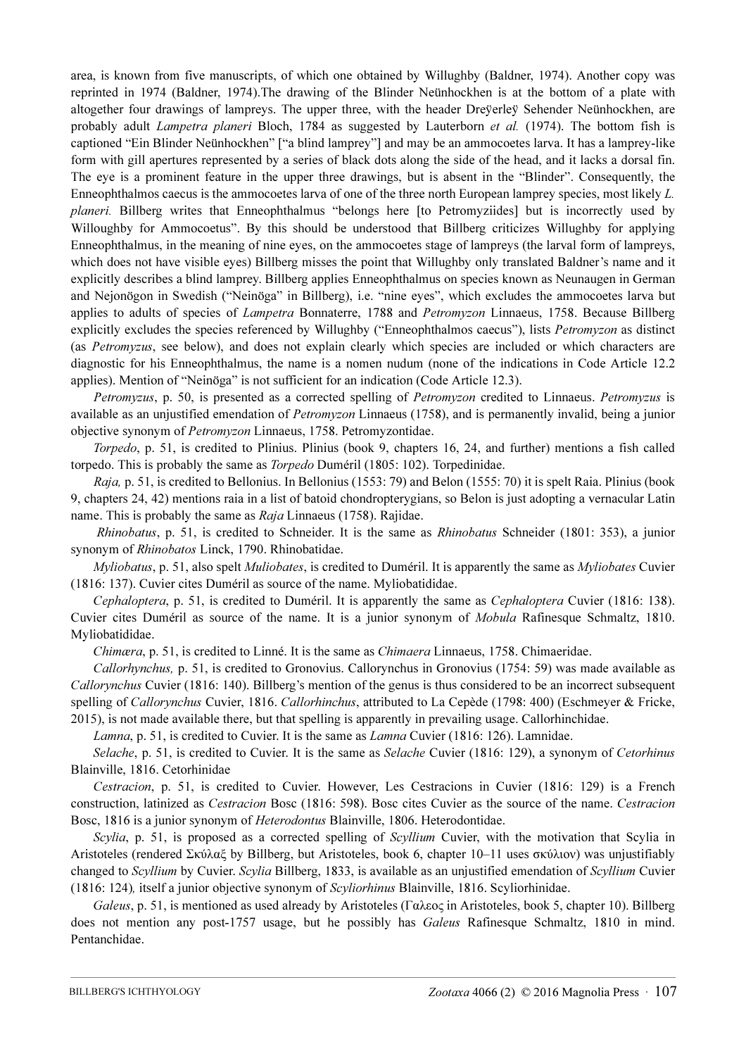area, is known from five manuscripts, of which one obtained by Willughby (Baldner, 1974). Another copy was reprinted in 1974 (Baldner, 1974).The drawing of the Blinder Neünhockhen is at the bottom of a plate with altogether four drawings of lampreys. The upper three, with the header Dreÿerleÿ Sehender Neünhockhen, are probably adult *Lampetra planeri* Bloch, 1784 as suggested by Lauterborn *et al.* (1974). The bottom fish is captioned "Ein Blinder Neünhockhen" ["a blind lamprey"] and may be an ammocoetes larva. It has a lamprey-like form with gill apertures represented by a series of black dots along the side of the head, and it lacks a dorsal fin. The eye is a prominent feature in the upper three drawings, but is absent in the "Blinder". Consequently, the Enneophthalmos caecus is the ammocoetes larva of one of the three north European lamprey species, most likely *L. planeri.* Billberg writes that Enneophthalmus "belongs here [to Petromyziides] but is incorrectly used by Willoughby for Ammocoetus". By this should be understood that Billberg criticizes Willughby for applying Enneophthalmus, in the meaning of nine eyes, on the ammocoetes stage of lampreys (the larval form of lampreys, which does not have visible eyes) Billberg misses the point that Willughby only translated Baldner's name and it explicitly describes a blind lamprey. Billberg applies Enneophthalmus on species known as Neunaugen in German and Nejonögon in Swedish ("Neinöga" in Billberg), i.e. "nine eyes", which excludes the ammocoetes larva but applies to adults of species of *Lampetra* Bonnaterre, 1788 and *Petromyzon* Linnaeus, 1758. Because Billberg explicitly excludes the species referenced by Willughby ("Enneophthalmos caecus"), lists *Petromyzon* as distinct (as *Petromyzus*, see below), and does not explain clearly which species are included or which characters are diagnostic for his Enneophthalmus, the name is a nomen nudum (none of the indications in Code Article 12.2 applies). Mention of "Neinöga" is not sufficient for an indication (Code Article 12.3).

*Petromyzus*, p. 50, is presented as a corrected spelling of *Petromyzon* credited to Linnaeus. *Petromyzus* is available as an unjustified emendation of *Petromyzon* Linnaeus (1758), and is permanently invalid, being a junior objective synonym of *Petromyzon* Linnaeus, 1758. Petromyzontidae.

*Torpedo*, p. 51, is credited to Plinius. Plinius (book 9, chapters 16, 24, and further) mentions a fish called torpedo. This is probably the same as *Torpedo* Duméril (1805: 102). Torpedinidae.

*Raja,* p. 51, is credited to Bellonius. In Bellonius (1553: 79) and Belon (1555: 70) it is spelt Raia. Plinius (book 9, chapters 24, 42) mentions raia in a list of batoid chondropterygians, so Belon is just adopting a vernacular Latin name. This is probably the same as *Raja* Linnaeus (1758). Rajidae.

*Rhinobatus*, p. 51, is credited to Schneider. It is the same as *Rhinobatus* Schneider (1801: 353), a junior synonym of *Rhinobatos* Linck, 1790. Rhinobatidae.

*Myliobatus*, p. 51, also spelt *Muliobates*, is credited to Duméril. It is apparently the same as *Myliobates* Cuvier (1816: 137). Cuvier cites Duméril as source of the name. Myliobatididae.

*Cephaloptera*, p. 51, is credited to Duméril. It is apparently the same as *Cephaloptera* Cuvier (1816: 138). Cuvier cites Duméril as source of the name. It is a junior synonym of *Mobula* Rafinesque Schmaltz, 1810. Myliobatididae.

*Chimæra*, p. 51, is credited to Linné. It is the same as *Chimaera* Linnaeus, 1758. Chimaeridae.

*Callorhynchus,* p. 51, is credited to Gronovius. Callorynchus in Gronovius (1754: 59) was made available as *Callorynchus* Cuvier (1816: 140). Billberg's mention of the genus is thus considered to be an incorrect subsequent spelling of *Callorynchus* Cuvier, 1816. *Callorhinchus*, attributed to La Cepède (1798: 400) (Eschmeyer & Fricke, 2015), is not made available there, but that spelling is apparently in prevailing usage. Callorhinchidae.

*Lamna*, p. 51, is credited to Cuvier. It is the same as *Lamna* Cuvier (1816: 126). Lamnidae.

*Selache*, p. 51, is credited to Cuvier. It is the same as *Selache* Cuvier (1816: 129), a synonym of *Cetorhinus* Blainville, 1816. Cetorhinidae

*Cestracion*, p. 51, is credited to Cuvier. However, Les Cestracions in Cuvier (1816: 129) is a French construction, latinized as *Cestracion* Bosc (1816: 598). Bosc cites Cuvier as the source of the name. *Cestracion* Bosc, 1816 is a junior synonym of *Heterodontus* Blainville, 1806. Heterodontidae.

*Scylia*, p. 51, is proposed as a corrected spelling of *Scyllium* Cuvier, with the motivation that Scylia in Aristoteles (rendered Σκύλαξ by Billberg, but Aristoteles, book 6, chapter 10–11 uses σκύλιον) was unjustifiably changed to *Scyllium* by Cuvier. *Scylia* Billberg, 1833, is available as an unjustified emendation of *Scyllium* Cuvier (1816: 124)*,* itself a junior objective synonym of *Scyliorhinus* Blainville, 1816. Scyliorhinidae.

*Galeus*, p. 51, is mentioned as used already by Aristoteles (Γαλεος in Aristoteles, book 5, chapter 10). Billberg does not mention any post-1757 usage, but he possibly has *Galeus* Rafinesque Schmaltz, 1810 in mind. Pentanchidae.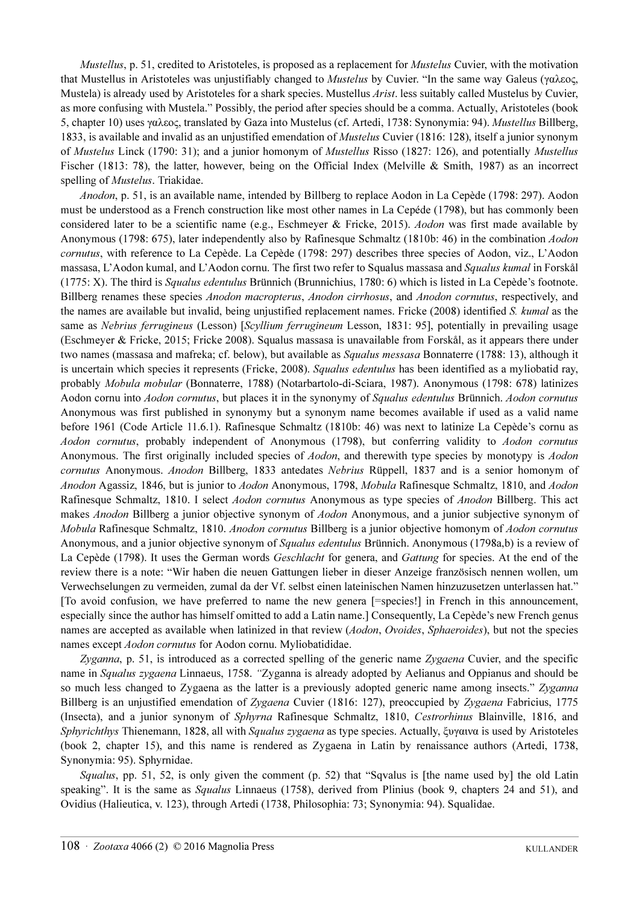*Mustellus*, p. 51, credited to Aristoteles, is proposed as a replacement for *Mustelus* Cuvier, with the motivation that Mustellus in Aristoteles was unjustifiably changed to *Mustelus* by Cuvier. "In the same way Galeus (γαλεος, Mustela) is already used by Aristoteles for a shark species. Mustellus *Arist*. less suitably called Mustelus by Cuvier, as more confusing with Mustela." Possibly, the period after species should be a comma. Actually, Aristoteles (book 5, chapter 10) uses γαλεος, translated by Gaza into Mustelus (cf. Artedi, 1738: Synonymia: 94). *Mustellus* Billberg, 1833, is available and invalid as an unjustified emendation of *Mustelus* Cuvier (1816: 128), itself a junior synonym of *Mustelus* Linck (1790: 31); and a junior homonym of *Mustellus* Risso (1827: 126), and potentially *Mustellus* Fischer (1813: 78), the latter, however, being on the Official Index (Melville & Smith, 1987) as an incorrect spelling of *Mustelus*. Triakidae.

*Anodon*, p. 51, is an available name, intended by Billberg to replace Aodon in La Cepède (1798: 297). Aodon must be understood as a French construction like most other names in La Cepéde (1798), but has commonly been considered later to be a scientific name (e.g., Eschmeyer & Fricke, 2015). *Aodon* was first made available by Anonymous (1798: 675), later independently also by Rafinesque Schmaltz (1810b: 46) in the combination *Aodon cornutus*, with reference to La Cepède. La Cepède (1798: 297) describes three species of Aodon, viz., L'Aodon massasa, L'Aodon kumal, and L'Aodon cornu. The first two refer to Squalus massasa and *Squalus kumal* in Forskål (1775: X). The third is *Squalus edentulus* Brünnich (Brunnichius, 1780: 6) which is listed in La Cepède's footnote. Billberg renames these species *Anodon macropterus*, *Anodon cirrhosus*, and *Anodon cornutus*, respectively, and the names are available but invalid, being unjustified replacement names. Fricke (2008) identified *S. kumal* as the same as *Nebrius ferrugineus* (Lesson) [*Scyllium ferrugineum* Lesson, 1831: 95], potentially in prevailing usage (Eschmeyer & Fricke, 2015; Fricke 2008). Squalus massasa is unavailable from Forskål, as it appears there under two names (massasa and mafreka; cf. below), but available as *Squalus messasa* Bonnaterre (1788: 13), although it is uncertain which species it represents (Fricke, 2008). *Squalus edentulus* has been identified as a myliobatid ray, probably *Mobula mobular* (Bonnaterre, 1788) (Notarbartolo-di-Sciara, 1987). Anonymous (1798: 678) latinizes Aodon cornu into *Aodon cornutus*, but places it in the synonymy of *Squalus edentulus* Brünnich. *Aodon cornutus* Anonymous was first published in synonymy but a synonym name becomes available if used as a valid name before 1961 (Code Article 11.6.1). Rafinesque Schmaltz (1810b: 46) was next to latinize La Cepède's cornu as *Aodon cornutus*, probably independent of Anonymous (1798), but conferring validity to *Aodon cornutus* Anonymous. The first originally included species of *Aodon*, and therewith type species by monotypy is *Aodon cornutus* Anonymous. *Anodon* Billberg, 1833 antedates *Nebrius* Rüppell, 1837 and is a senior homonym of *Anodon* Agassiz, 1846, but is junior to *Aodon* Anonymous, 1798, *Mobula* Rafinesque Schmaltz, 1810, and *Aodon* Rafinesque Schmaltz, 1810. I select *Aodon cornutus* Anonymous as type species of *Anodon* Billberg. This act makes *Anodon* Billberg a junior objective synonym of *Aodon* Anonymous, and a junior subjective synonym of *Mobula* Rafinesque Schmaltz, 1810. *Anodon cornutus* Billberg is a junior objective homonym of *Aodon cornutus* Anonymous, and a junior objective synonym of *Squalus edentulus* Brünnich. Anonymous (1798a,b) is a review of La Cepède (1798). It uses the German words *Geschlacht* for genera, and *Gattung* for species. At the end of the review there is a note: "Wir haben die neuen Gattungen lieber in dieser Anzeige französisch nennen wollen, um Verwechselungen zu vermeiden, zumal da der Vf. selbst einen lateinischen Namen hinzuzusetzen unterlassen hat." [To avoid confusion, we have preferred to name the new genera [=species!] in French in this announcement, especially since the author has himself omitted to add a Latin name.] Consequently, La Cepède's new French genus names are accepted as available when latinized in that review (*Aodon*, *Ovoides*, *Sphaeroides*), but not the species names except *Aodon cornutus* for Aodon cornu. Myliobatididae.

*Zyganna*, p. 51, is introduced as a corrected spelling of the generic name *Zygaena* Cuvier, and the specific name in *Squalus zygaena* Linnaeus, 1758. "Zyganna is already adopted by Aelianus and Oppianus and should be so much less changed to Zygaena as the latter is a previously adopted generic name among insects." *Zyganna* Billberg is an unjustified emendation of *Zygaena* Cuvier (1816: 127), preoccupied by *Zygaena* Fabricius, 1775 (Insecta), and a junior synonym of *Sphyrna* Rafinesque Schmaltz, 1810, *Cestrorhinus* Blainville, 1816, and *Sphyrichthys* Thienemann, 1828, all with *Squalus zygaena* as type species. Actually, ξυγαινα is used by Aristoteles (book 2, chapter 15), and this name is rendered as Zygaena in Latin by renaissance authors (Artedi, 1738, Synonymia: 95). Sphyrnidae.

*Squalus*, pp. 51, 52, is only given the comment (p. 52) that "Sqvalus is [the name used by] the old Latin speaking". It is the same as *Squalus* Linnaeus (1758), derived from Plinius (book 9, chapters 24 and 51), and Ovidius (Halieutica, v. 123), through Artedi (1738, Philosophia: 73; Synonymia: 94). Squalidae.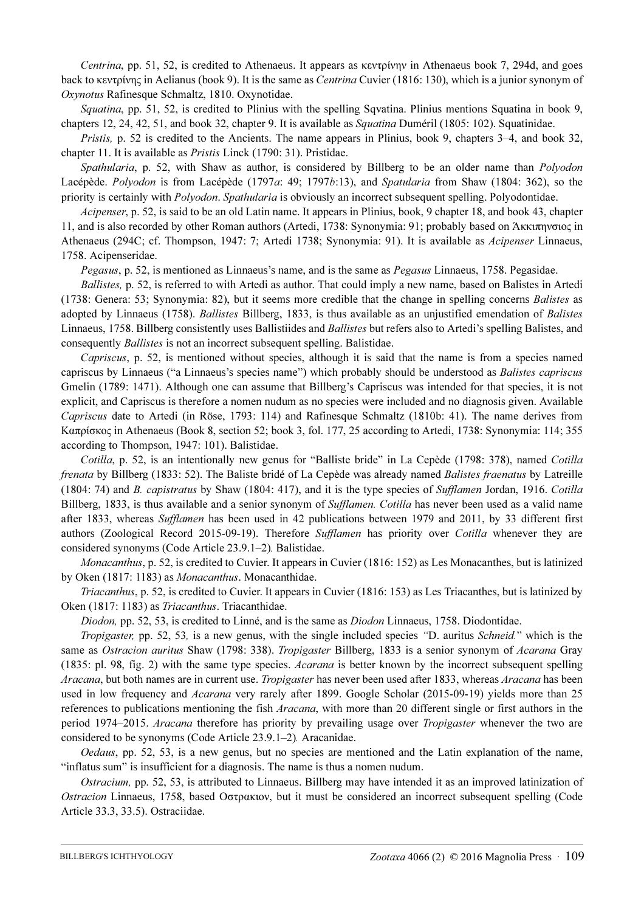*Centrina*, pp. 51, 52, is credited to Athenaeus. It appears as κεντρίνην in Athenaeus book 7, 294d, and goes back to κεντρίνης in Aelianus (book 9). It is the same as *Centrina* Cuvier (1816: 130), which is a junior synonym of *Oxynotus* Rafinesque Schmaltz, 1810. Oxynotidae.

*Squatina*, pp. 51, 52, is credited to Plinius with the spelling Sqvatina. Plinius mentions Squatina in book 9, chapters 12, 24, 42, 51, and book 32, chapter 9. It is available as *Squatina* Duméril (1805: 102). Squatinidae.

*Pristis,* p. 52 is credited to the Ancients. The name appears in Plinius, book 9, chapters 3–4, and book 32, chapter 11. It is available as *Pristis* Linck (1790: 31). Pristidae.

*Spathularia*, p. 52, with Shaw as author, is considered by Billberg to be an older name than *Polyodon* Lacépède. *Polyodon* is from Lacépède (1797*a*: 49; 1797*b*:13), and *Spatularia* from Shaw (1804: 362), so the priority is certainly with *Polyodon*. *Spathularia* is obviously an incorrect subsequent spelling. Polyodontidae.

*Acipenser*, p. 52, is said to be an old Latin name. It appears in Plinius, book, 9 chapter 18, and book 43, chapter 11, and is also recorded by other Roman authors (Artedi, 1738: Synonymia: 91; probably based on Ἀκκιπησιος in Athenaeus (294C; cf. Thompson, 1947: 7; Artedi 1738; Synonymia: 91). It is available as *Acipenser* Linnaeus, 1758. Acipenseridae.

*Pegasus*, p. 52, is mentioned as Linnaeus's name, and is the same as *Pegasus* Linnaeus, 1758. Pegasidae.

*Ballistes,* p. 52, is referred to with Artedi as author. That could imply a new name, based on Balistes in Artedi (1738: Genera: 53; Synonymia: 82), but it seems more credible that the change in spelling concerns *Balistes* as adopted by Linnaeus (1758). *Ballistes* Billberg, 1833, is thus available as an unjustified emendation of *Balistes* Linnaeus, 1758. Billberg consistently uses Ballistiides and *Ballistes* but refers also to Artedi's spelling Balistes, and consequently *Ballistes* is not an incorrect subsequent spelling. Balistidae.

*Capriscus*, p. 52, is mentioned without species, although it is said that the name is from a species named capriscus by Linnaeus ("a Linnaeus's species name") which probably should be understood as *Balistes capriscus* Gmelin (1789: 1471). Although one can assume that Billberg's Capriscus was intended for that species, it is not explicit, and Capriscus is therefore a nomen nudum as no species were included and no diagnosis given. Available *Capriscus* date to Artedi (in Röse, 1793: 114) and Rafinesque Schmaltz (1810b: 41). The name derives from Καπρίσκος in Athenaeus (Book 8, section 52; book 3, fol. 177, 25 according to Artedi, 1738: Synonymia: 114; 355 according to Thompson, 1947: 101). Balistidae.

*Cotilla*, p. 52, is an intentionally new genus for "Balliste bride" in La Cepède (1798: 378), named *Cotilla frenata* by Billberg (1833: 52). The Baliste bridé of La Cepède was already named *Balistes fraenatus* by Latreille (1804: 74) and *B. capistratus* by Shaw (1804: 417), and it is the type species of *Sufflamen* Jordan, 1916. *Cotilla* Billberg, 1833, is thus available and a senior synonym of *Sufflamen. Cotilla* has never been used as a valid name after 1833, whereas *Sufflamen* has been used in 42 publications between 1979 and 2011, by 33 different first authors (Zoological Record 2015-09-19). Therefore *Sufflamen* has priority over *Cotilla* whenever they are considered synonyms (Code Article 23.9.1–2)*.* Balistidae.

*Monacanthus*, p. 52, is credited to Cuvier. It appears in Cuvier (1816: 152) as Les Monacanthes, but is latinized by Oken (1817: 1183) as *Monacanthus*. Monacanthidae.

*Triacanthus*, p. 52, is credited to Cuvier. It appears in Cuvier (1816: 153) as Les Triacanthes, but is latinized by Oken (1817: 1183) as *Triacanthus*. Triacanthidae.

*Diodon,* pp. 52, 53, is credited to Linné, and is the same as *Diodon* Linnaeus, 1758. Diodontidae.

*Tropigaster,* pp. 52, 53*,* is a new genus, with the single included species *"*D. auritus *Schneid.*" which is the same as *Ostracion auritus* Shaw (1798: 338). *Tropigaster* Billberg, 1833 is a senior synonym of *Acarana* Gray (1835: pl. 98, fig. 2) with the same type species. *Acarana* is better known by the incorrect subsequent spelling *Aracana*, but both names are in current use. *Tropigaster* has never been used after 1833, whereas *Aracana* has been used in low frequency and *Acarana* very rarely after 1899. Google Scholar (2015-09-19) yields more than 25 references to publications mentioning the fish *Aracana*, with more than 20 different single or first authors in the period 1974–2015. *Aracana* therefore has priority by prevailing usage over *Tropigaster* whenever the two are considered to be synonyms (Code Article 23.9.1–2)*.* Aracanidae.

*Oedaus*, pp. 52, 53, is a new genus, but no species are mentioned and the Latin explanation of the name, "inflatus sum" is insufficient for a diagnosis. The name is thus a nomen nudum.

*Ostracium,* pp. 52, 53, is attributed to Linnaeus. Billberg may have intended it as an improved latinization of *Ostracion* Linnaeus, 1758, based Οστρακιον, but it must be considered an incorrect subsequent spelling (Code Article 33.3, 33.5). Ostraciidae.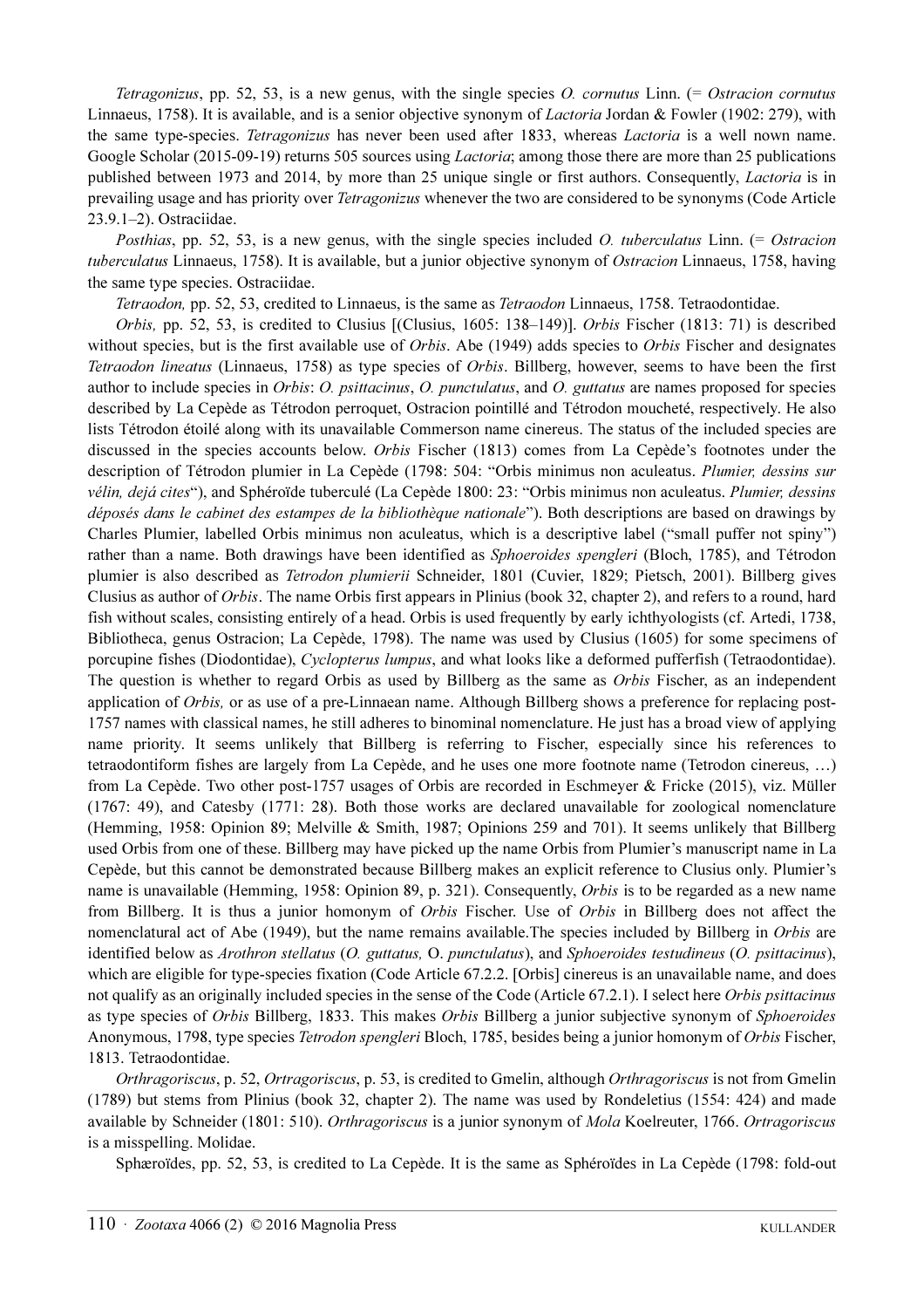*Tetragonizus*, pp. 52, 53, is a new genus, with the single species *O. cornutus* Linn. (= *Ostracion cornutus* Linnaeus, 1758). It is available, and is a senior objective synonym of *Lactoria* Jordan & Fowler (1902: 279), with the same type-species. *Tetragonizus* has never been used after 1833, whereas *Lactoria* is a well nown name. Google Scholar (2015-09-19) returns 505 sources using *Lactoria*; among those there are more than 25 publications published between 1973 and 2014, by more than 25 unique single or first authors. Consequently, *Lactoria* is in prevailing usage and has priority over *Tetragonizus* whenever the two are considered to be synonyms (Code Article 23.9.1–2). Ostraciidae.

*Posthias*, pp. 52, 53, is a new genus, with the single species included *O. tuberculatus* Linn. (= *Ostracion tuberculatus* Linnaeus, 1758). It is available, but a junior objective synonym of *Ostracion* Linnaeus, 1758, having the same type species. Ostraciidae.

*Tetraodon,* pp. 52, 53, credited to Linnaeus, is the same as *Tetraodon* Linnaeus, 1758. Tetraodontidae.

*Orbis,* pp. 52, 53, is credited to Clusius [(Clusius, 1605: 138–149)]. *Orbis* Fischer (1813: 71) is described without species, but is the first available use of *Orbis*. Abe (1949) adds species to *Orbis* Fischer and designates *Tetraodon lineatus* (Linnaeus, 1758) as type species of *Orbis*. Billberg, however, seems to have been the first author to include species in *Orbis*: *O. psittacinus*, *O. punctulatus*, and *O. guttatus* are names proposed for species described by La Cepède as Tétrodon perroquet, Ostracion pointillé and Tétrodon moucheté, respectively. He also lists Tétrodon étoilé along with its unavailable Commerson name cinereus. The status of the included species are discussed in the species accounts below. *Orbis* Fischer (1813) comes from La Cepède's footnotes under the description of Tétrodon plumier in La Cepède (1798: 504: "Orbis minimus non aculeatus. *Plumier, dessins sur vélin, dejá cites*"), and Sphéroïde tuberculé (La Cepède 1800: 23: "Orbis minimus non aculeatus. *Plumier, dessins déposés dans le cabinet des estampes de la bibliothèque nationale*"). Both descriptions are based on drawings by Charles Plumier, labelled Orbis minimus non aculeatus, which is a descriptive label ("small puffer not spiny") rather than a name. Both drawings have been identified as *Sphoeroides spengleri* (Bloch, 1785), and Tétrodon plumier is also described as *Tetrodon plumierii* Schneider, 1801 (Cuvier, 1829; Pietsch, 2001). Billberg gives Clusius as author of *Orbis*. The name Orbis first appears in Plinius (book 32, chapter 2), and refers to a round, hard fish without scales, consisting entirely of a head. Orbis is used frequently by early ichthyologists (cf. Artedi, 1738, Bibliotheca, genus Ostracion; La Cepède, 1798). The name was used by Clusius (1605) for some specimens of porcupine fishes (Diodontidae), *Cyclopterus lumpus*, and what looks like a deformed pufferfish (Tetraodontidae). The question is whether to regard Orbis as used by Billberg as the same as *Orbis* Fischer, as an independent application of *Orbis,* or as use of a pre-Linnaean name. Although Billberg shows a preference for replacing post-1757 names with classical names, he still adheres to binominal nomenclature. He just has a broad view of applying name priority. It seems unlikely that Billberg is referring to Fischer, especially since his references to tetraodontiform fishes are largely from La Cepède, and he uses one more footnote name (Tetrodon cinereus, …) from La Cepède. Two other post-1757 usages of Orbis are recorded in Eschmeyer & Fricke (2015), viz. Müller (1767: 49), and Catesby (1771: 28). Both those works are declared unavailable for zoological nomenclature (Hemming, 1958: Opinion 89; Melville & Smith, 1987; Opinions 259 and 701). It seems unlikely that Billberg used Orbis from one of these. Billberg may have picked up the name Orbis from Plumier's manuscript name in La Cepède, but this cannot be demonstrated because Billberg makes an explicit reference to Clusius only. Plumier's name is unavailable (Hemming, 1958: Opinion 89, p. 321). Consequently, *Orbis* is to be regarded as a new name from Billberg. It is thus a junior homonym of *Orbis* Fischer. Use of *Orbis* in Billberg does not affect the nomenclatural act of Abe (1949), but the name remains available.The species included by Billberg in *Orbis* are identified below as *Arothron stellatus* (*O. guttatus,* O. *punctulatus*), and *Sphoeroides testudineus* (*O. psittacinus*), which are eligible for type-species fixation (Code Article 67.2.2. [Orbis] cinereus is an unavailable name, and does not qualify as an originally included species in the sense of the Code (Article 67.2.1). I select here *Orbis psittacinus* as type species of *Orbis* Billberg, 1833. This makes *Orbis* Billberg a junior subjective synonym of *Sphoeroides* Anonymous, 1798, type species *Tetrodon spengleri* Bloch, 1785, besides being a junior homonym of *Orbis* Fischer, 1813. Tetraodontidae.

*Orthragoriscus*, p. 52, *Ortragoriscus*, p. 53, is credited to Gmelin, although *Orthragoriscus* is not from Gmelin (1789) but stems from Plinius (book 32, chapter 2). The name was used by Rondeletius (1554: 424) and made available by Schneider (1801: 510). *Orthragoriscus* is a junior synonym of *Mola* Koelreuter, 1766. *Ortragoriscus* is a misspelling. Molidae.

Sphæroïdes, pp. 52, 53, is credited to La Cepède. It is the same as Sphéroïdes in La Cepède (1798: fold-out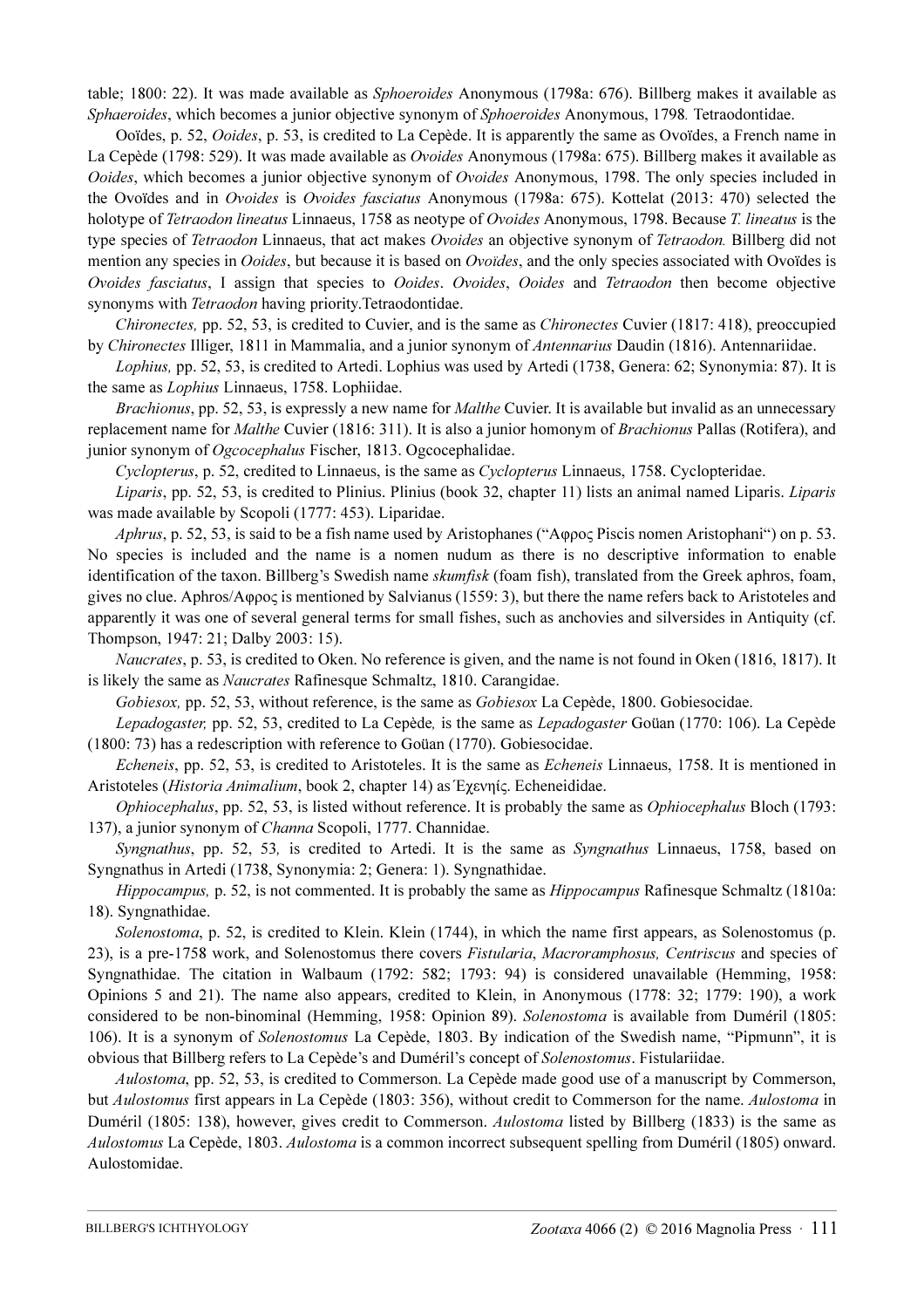table; 1800: 22). It was made available as *Sphoeroides* Anonymous (1798a: 676). Billberg makes it available as *Sphaeroides*, which becomes a junior objective synonym of *Sphoeroides* Anonymous, 1798*.* Tetraodontidae.

Ooïdes, p. 52, *Ooides*, p. 53, is credited to La Cepède. It is apparently the same as Ovoïdes, a French name in La Cepède (1798: 529). It was made available as *Ovoides* Anonymous (1798a: 675). Billberg makes it available as *Ooides*, which becomes a junior objective synonym of *Ovoides* Anonymous, 1798. The only species included in the Ovoïdes and in *Ovoides* is *Ovoides fasciatus* Anonymous (1798a: 675). Kottelat (2013: 470) selected the holotype of *Tetraodon lineatus* Linnaeus, 1758 as neotype of *Ovoides* Anonymous, 1798. Because *T. lineatus* is the type species of *Tetraodon* Linnaeus, that act makes *Ovoides* an objective synonym of *Tetraodon.* Billberg did not mention any species in *Ooides*, but because it is based on *Ovoïdes*, and the only species associated with Ovoïdes is *Ovoides fasciatus*, I assign that species to *Ooides*. *Ovoides*, *Ooides* and *Tetraodon* then become objective synonyms with *Tetraodon* having priority.Tetraodontidae.

*Chironectes,* pp. 52, 53, is credited to Cuvier, and is the same as *Chironectes* Cuvier (1817: 418), preoccupied by *Chironectes* Illiger, 1811 in Mammalia, and a junior synonym of *Antennarius* Daudin (1816). Antennariidae.

*Lophius,* pp. 52, 53, is credited to Artedi. Lophius was used by Artedi (1738, Genera: 62; Synonymia: 87). It is the same as *Lophius* Linnaeus, 1758. Lophiidae.

*Brachionus*, pp. 52, 53, is expressly a new name for *Malthe* Cuvier. It is available but invalid as an unnecessary replacement name for *Malthe* Cuvier (1816: 311). It is also a junior homonym of *Brachionus* Pallas (Rotifera), and junior synonym of *Ogcocephalus* Fischer, 1813. Ogcocephalidae.

*Cyclopterus*, p. 52, credited to Linnaeus, is the same as *Cyclopterus* Linnaeus, 1758. Cyclopteridae.

*Liparis*, pp. 52, 53, is credited to Plinius. Plinius (book 32, chapter 11) lists an animal named Liparis. *Liparis* was made available by Scopoli (1777: 453). Liparidae.

*Aphrus*, p. 52, 53, is said to be a fish name used by Aristophanes ("Αφρος Piscis nomen Aristophani") on p. 53. No species is included and the name is a nomen nudum as there is no descriptive information to enable identification of the taxon. Billberg's Swedish name *skumfisk* (foam fish), translated from the Greek aphros, foam, gives no clue. Aphros/Αφρος is mentioned by Salvianus (1559: 3), but there the name refers back to Aristoteles and apparently it was one of several general terms for small fishes, such as anchovies and silversides in Antiquity (cf. Thompson, 1947: 21; Dalby 2003: 15).

*Naucrates*, p. 53, is credited to Oken. No reference is given, and the name is not found in Oken (1816, 1817). It is likely the same as *Naucrates* Rafinesque Schmaltz, 1810. Carangidae.

*Gobiesox,* pp. 52, 53, without reference, is the same as *Gobiesox* La Cepède, 1800. Gobiesocidae.

*Lepadogaster,* pp. 52, 53, credited to La Cepède*,* is the same as *Lepadogaster* Goüan (1770: 106). La Cepède (1800: 73) has a redescription with reference to Goüan (1770). Gobiesocidae.

*Echeneis*, pp. 52, 53, is credited to Aristoteles. It is the same as *Echeneis* Linnaeus, 1758. It is mentioned in Aristoteles (*Historia Animalium*, book 2, chapter 14) as Έχενηίς. Echeneididae.

*Ophiocephalus*, pp. 52, 53, is listed without reference. It is probably the same as *Ophiocephalus* Bloch (1793: 137), a junior synonym of *Channa* Scopoli, 1777. Channidae.

*Syngnathus*, pp. 52, 53*,* is credited to Artedi. It is the same as *Syngnathus* Linnaeus, 1758, based on Syngnathus in Artedi (1738, Synonymia: 2; Genera: 1). Syngnathidae.

*Hippocampus,* p. 52, is not commented. It is probably the same as *Hippocampus* Rafinesque Schmaltz (1810a: 18). Syngnathidae.

*Solenostoma*, p. 52, is credited to Klein. Klein (1744), in which the name first appears, as Solenostomus (p. 23), is a pre-1758 work, and Solenostomus there covers *Fistularia*, *Macroramphosus, Centriscus* and species of Syngnathidae. The citation in Walbaum (1792: 582; 1793: 94) is considered unavailable (Hemming, 1958: Opinions 5 and 21). The name also appears, credited to Klein, in Anonymous (1778: 32; 1779: 190), a work considered to be non-binominal (Hemming, 1958: Opinion 89). *Solenostoma* is available from Duméril (1805: 106). It is a synonym of *Solenostomus* La Cepède, 1803. By indication of the Swedish name, "Pipmunn", it is obvious that Billberg refers to La Cepède's and Duméril's concept of *Solenostomus*. Fistulariidae.

*Aulostoma*, pp. 52, 53, is credited to Commerson. La Cepède made good use of a manuscript by Commerson, but *Aulostomus* first appears in La Cepède (1803: 356), without credit to Commerson for the name. *Aulostoma* in Duméril (1805: 138), however, gives credit to Commerson. *Aulostoma* listed by Billberg (1833) is the same as *Aulostomus* La Cepède, 1803. *Aulostoma* is a common incorrect subsequent spelling from Duméril (1805) onward. Aulostomidae.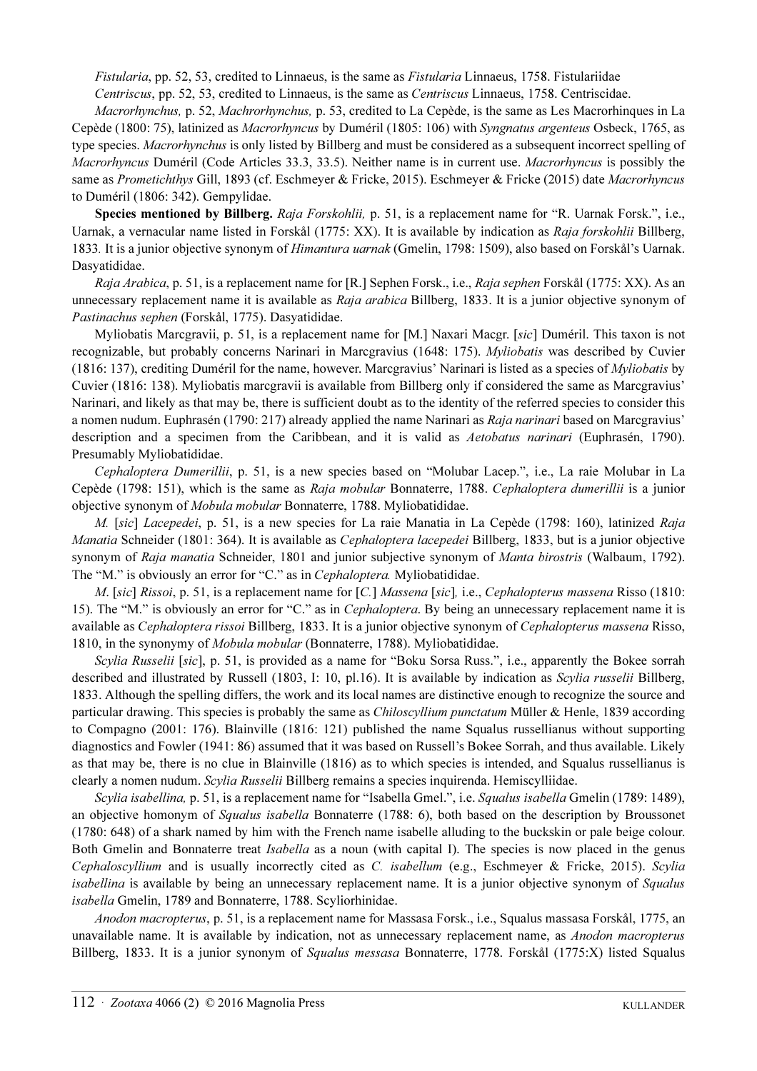*Fistularia*, pp. 52, 53, credited to Linnaeus, is the same as *Fistularia* Linnaeus, 1758. Fistulariidae

*Centriscus*, pp. 52, 53, credited to Linnaeus, is the same as *Centriscus* Linnaeus, 1758. Centriscidae.

*Macrorhynchus,* p. 52, *Machrorhynchus,* p. 53, credited to La Cepède, is the same as Les Macrorhinques in La Cepède (1800: 75), latinized as *Macrorhyncus* by Duméril (1805: 106) with *Syngnatus argenteus* Osbeck, 1765, as type species. *Macrorhynchus* is only listed by Billberg and must be considered as a subsequent incorrect spelling of *Macrorhyncus* Duméril (Code Articles 33.3, 33.5). Neither name is in current use. *Macrorhyncus* is possibly the same as *Prometichthys* Gill, 1893 (cf. Eschmeyer & Fricke, 2015). Eschmeyer & Fricke (2015) date *Macrorhyncus* to Duméril (1806: 342). Gempylidae.

**Species mentioned by Billberg.** *Raja Forskohlii,* p. 51, is a replacement name for "R. Uarnak Forsk.", i.e., Uarnak, a vernacular name listed in Forskål (1775: XX). It is available by indication as *Raja forskohlii* Billberg, 1833*.* It is a junior objective synonym of *Himantura uarnak* (Gmelin, 1798: 1509), also based on Forskål's Uarnak. Dasyatididae.

*Raja Arabica*, p. 51, is a replacement name for [R.] Sephen Forsk., i.e., *Raja sephen* Forskål (1775: XX). As an unnecessary replacement name it is available as *Raja arabica* Billberg, 1833. It is a junior objective synonym of *Pastinachus sephen* (Forskål, 1775). Dasyatididae.

Myliobatis Marcgravii, p. 51, is a replacement name for [M.] Naxari Macgr. [*sic*] Duméril. This taxon is not recognizable, but probably concerns Narinari in Marcgravius (1648: 175). *Myliobatis* was described by Cuvier (1816: 137), crediting Duméril for the name, however. Marcgravius' Narinari is listed as a species of *Myliobatis* by Cuvier (1816: 138). Myliobatis marcgravii is available from Billberg only if considered the same as Marcgravius' Narinari, and likely as that may be, there is sufficient doubt as to the identity of the referred species to consider this a nomen nudum. Euphrasén (1790: 217) already applied the name Narinari as *Raja narinari* based on Marcgravius' description and a specimen from the Caribbean, and it is valid as *Aetobatus narinari* (Euphrasén, 1790). Presumably Myliobatididae.

*Cephaloptera Dumerillii*, p. 51, is a new species based on "Molubar Lacep.", i.e., La raie Molubar in La Cepède (1798: 151), which is the same as *Raja mobular* Bonnaterre, 1788. *Cephaloptera dumerillii* is a junior objective synonym of *Mobula mobular* Bonnaterre, 1788. Myliobatididae.

*M.* [*sic*] *Lacepedei*, p. 51, is a new species for La raie Manatia in La Cepède (1798: 160), latinized *Raja Manatia* Schneider (1801: 364). It is available as *Cephaloptera lacepedei* Billberg, 1833, but is a junior objective synonym of *Raja manatia* Schneider, 1801 and junior subjective synonym of *Manta birostris* (Walbaum, 1792). The "M." is obviously an error for "C." as in *Cephaloptera.* Myliobatididae.

*M*. [*sic*] *Rissoi*, p. 51, is a replacement name for [*C.*] *Massena* [*sic*]*,* i.e., *Cephalopterus massena* Risso (1810: 15). The "M." is obviously an error for "C." as in *Cephaloptera*. By being an unnecessary replacement name it is available as *Cephaloptera rissoi* Billberg, 1833. It is a junior objective synonym of *Cephalopterus massena* Risso, 1810, in the synonymy of *Mobula mobular* (Bonnaterre, 1788). Myliobatididae.

*Scylia Russelii* [*sic*], p. 51, is provided as a name for "Boku Sorsa Russ.", i.e., apparently the Bokee sorrah described and illustrated by Russell (1803, I: 10, pl.16). It is available by indication as *Scylia russelii* Billberg, 1833. Although the spelling differs, the work and its local names are distinctive enough to recognize the source and particular drawing. This species is probably the same as *Chiloscyllium punctatum* Müller & Henle, 1839 according to Compagno (2001: 176). Blainville (1816: 121) published the name Squalus russellianus without supporting diagnostics and Fowler (1941: 86) assumed that it was based on Russell's Bokee Sorrah, and thus available. Likely as that may be, there is no clue in Blainville (1816) as to which species is intended, and Squalus russellianus is clearly a nomen nudum. *Scylia Russelii* Billberg remains a species inquirenda. Hemiscylliidae.

*Scylia isabellina,* p. 51, is a replacement name for "Isabella Gmel.", i.e. *Squalus isabella* Gmelin (1789: 1489), an objective homonym of *Squalus isabella* Bonnaterre (1788: 6), both based on the description by Broussonet (1780: 648) of a shark named by him with the French name isabelle alluding to the buckskin or pale beige colour. Both Gmelin and Bonnaterre treat *Isabella* as a noun (with capital I). The species is now placed in the genus *Cephaloscyllium* and is usually incorrectly cited as *C. isabellum* (e.g., Eschmeyer & Fricke, 2015). *Scylia isabellina* is available by being an unnecessary replacement name. It is a junior objective synonym of *Squalus isabella* Gmelin, 1789 and Bonnaterre, 1788. Scyliorhinidae.

*Anodon macropterus*, p. 51, is a replacement name for Massasa Forsk., i.e., Squalus massasa Forskål, 1775, an unavailable name. It is available by indication, not as unnecessary replacement name, as *Anodon macropterus* Billberg, 1833. It is a junior synonym of *Squalus messasa* Bonnaterre, 1778. Forskål (1775:X) listed Squalus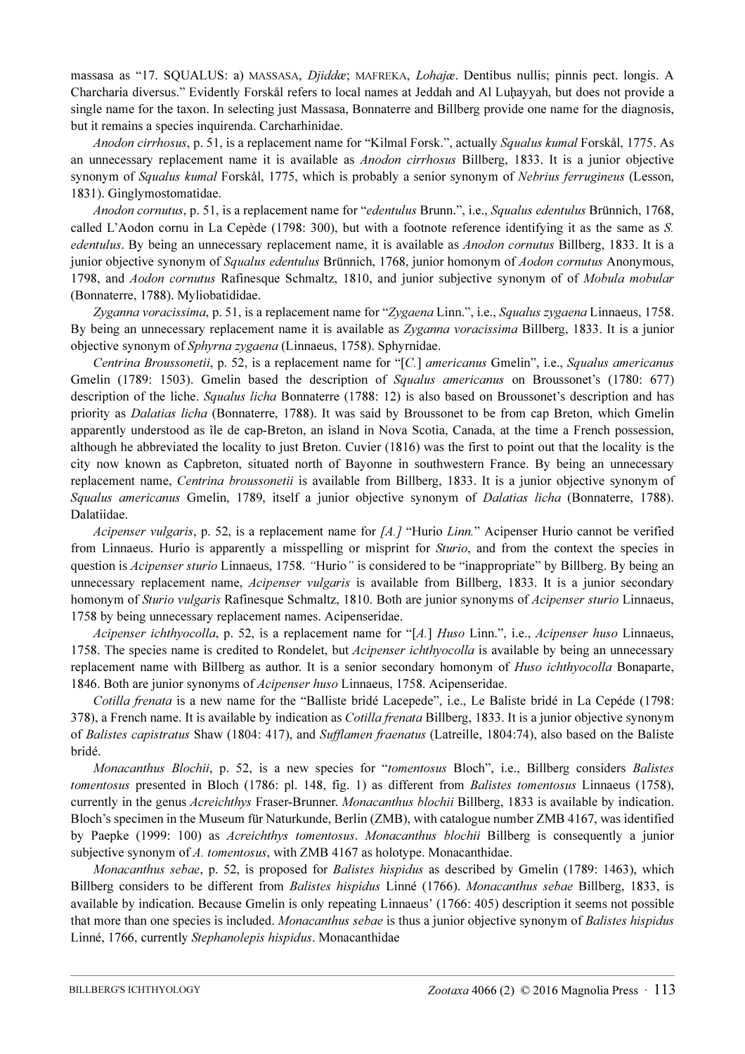massasa as "17. SQUALUS: a) MASSASA, *Djiddæ*; MAFREKA, *Lohajæ*. Dentibus nullis; pinnis pect. longis. A Charcharia diversus." Evidently Forskål refers to local names at Jeddah and Al Luḩayyah, but does not provide a single name for the taxon. In selecting just Massasa, Bonnaterre and Billberg provide one name for the diagnosis, but it remains a species inquirenda. Carcharhinidae.

*Anodon cirrhosus*, p. 51, is a replacement name for "Kilmal Forsk.", actually *Squalus kumal* Forskål, 1775. As an unnecessary replacement name it is available as *Anodon cirrhosus* Billberg, 1833. It is a junior objective synonym of *Squalus kumal* Forskål, 1775, which is probably a senior synonym of *Nebrius ferrugineus* (Lesson, 1831). Ginglymostomatidae.

*Anodon cornutus*, p. 51, is a replacement name for "*edentulus* Brunn.", i.e., *Squalus edentulus* Brünnich, 1768, called L'Aodon cornu in La Cepède (1798: 300), but with a footnote reference identifying it as the same as *S. edentulus*. By being an unnecessary replacement name, it is available as *Anodon cornutus* Billberg, 1833. It is a junior objective synonym of *Squalus edentulus* Brünnich, 1768, junior homonym of *Aodon cornutus* Anonymous, 1798, and *Aodon cornutus* Rafinesque Schmaltz, 1810, and junior subjective synonym of of *Mobula mobular* (Bonnaterre, 1788). Myliobatididae.

*Zyganna voracissima*, p. 51, is a replacement name for "*Zygaena* Linn.", i.e., *Squalus zygaena* Linnaeus, 1758. By being an unnecessary replacement name it is available as *Zyganna voracissima* Billberg, 1833. It is a junior objective synonym of *Sphyrna zygaena* (Linnaeus, 1758). Sphyrnidae.

*Centrina Broussonetii*, p. 52, is a replacement name for "[*C.*] *americanus* Gmelin", i.e., *Squalus americanus* Gmelin (1789: 1503). Gmelin based the description of *Squalus americanus* on Broussonet's (1780: 677) description of the liche. *Squalus licha* Bonnaterre (1788: 12) is also based on Broussonet's description and has priority as *Dalatias licha* (Bonnaterre, 1788). It was said by Broussonet to be from cap Breton, which Gmelin apparently understood as île de cap-Breton, an island in Nova Scotia, Canada, at the time a French possession, although he abbreviated the locality to just Breton. Cuvier (1816) was the first to point out that the locality is the city now known as Capbreton, situated north of Bayonne in southwestern France. By being an unnecessary replacement name, *Centrina broussonetii* is available from Billberg, 1833. It is a junior objective synonym of *Squalus americanus* Gmelin, 1789, itself a junior objective synonym of *Dalatias licha* (Bonnaterre, 1788). Dalatiidae.

*Acipenser vulgaris*, p. 52, is a replacement name for *[A.]* "Hurio *Linn.*" Acipenser Hurio cannot be verified from Linnaeus. Hurio is apparently a misspelling or misprint for *Sturio*, and from the context the species in question is *Acipenser sturio* Linnaeus, 1758. *"*Hurio*"* is considered to be "inappropriate" by Billberg. By being an unnecessary replacement name, *Acipenser vulgaris* is available from Billberg, 1833. It is a junior secondary homonym of *Sturio vulgaris* Rafinesque Schmaltz, 1810. Both are junior synonyms of *Acipenser sturio* Linnaeus, 1758 by being unnecessary replacement names. Acipenseridae.

*Acipenser ichthyocolla*, p. 52, is a replacement name for "[*A.*] *Huso* Linn.", i.e., *Acipenser huso* Linnaeus, 1758. The species name is credited to Rondelet, but *Acipenser ichthyocolla* is available by being an unnecessary replacement name with Billberg as author. It is a senior secondary homonym of *Huso ichthyocolla* Bonaparte, 1846. Both are junior synonyms of *Acipenser huso* Linnaeus, 1758. Acipenseridae.

*Cotilla frenata* is a new name for the "Balliste bridé Lacepede", i.e., Le Baliste bridé in La Cepéde (1798: 378), a French name. It is available by indication as *Cotilla frenata* Billberg, 1833. It is a junior objective synonym of *Balistes capistratus* Shaw (1804: 417), and *Sufflamen fraenatus* (Latreille, 1804:74), also based on the Baliste bridé.

*Monacanthus Blochii*, p. 52, is a new species for "*tomentosus* Bloch", i.e., Billberg considers *Balistes tomentosus* presented in Bloch (1786: pl. 148, fig. 1) as different from *Balistes tomentosus* Linnaeus (1758), currently in the genus *Acreichthys* Fraser-Brunner. *Monacanthus blochii* Billberg, 1833 is available by indication. Bloch's specimen in the Museum für Naturkunde, Berlin (ZMB), with catalogue number ZMB 4167, was identified by Paepke (1999: 100) as *Acreichthys tomentosus*. *Monacanthus blochii* Billberg is consequently a junior subjective synonym of *A. tomentosus*, with ZMB 4167 as holotype. Monacanthidae.

*Monacanthus sebae*, p. 52, is proposed for *Balistes hispidus* as described by Gmelin (1789: 1463), which Billberg considers to be different from *Balistes hispidus* Linné (1766). *Monacanthus sebae* Billberg, 1833, is available by indication. Because Gmelin is only repeating Linnaeus' (1766: 405) description it seems not possible that more than one species is included. *Monacanthus sebae* is thus a junior objective synonym of *Balistes hispidus* Linné, 1766, currently *Stephanolepis hispidus*. Monacanthidae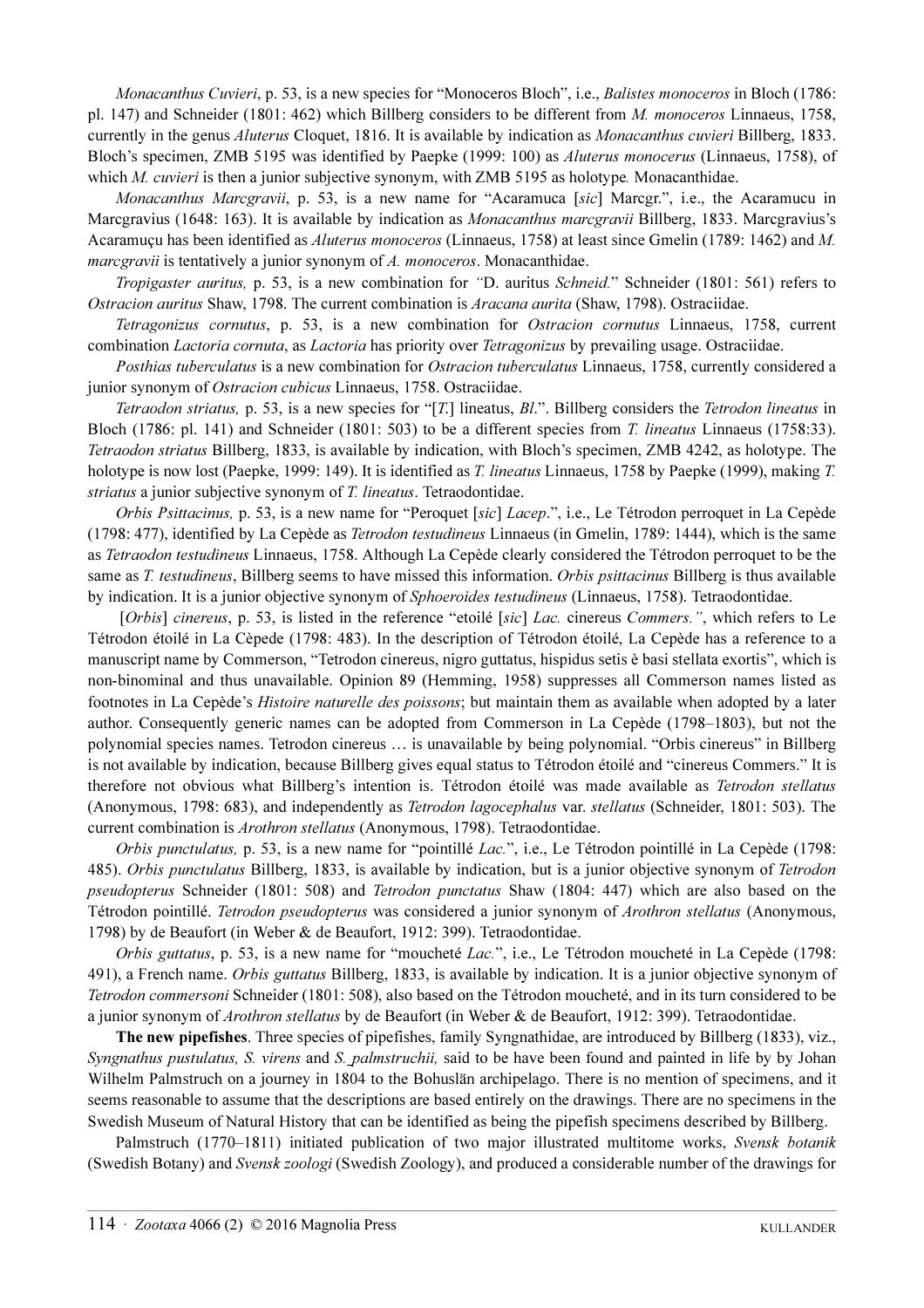*Monacanthus Cuvieri*, p. 53, is a new species for "Monoceros Bloch", i.e., *Balistes monoceros* in Bloch (1786: pl. 147) and Schneider (1801: 462) which Billberg considers to be different from *M. monoceros* Linnaeus, 1758, currently in the genus *Aluterus* Cloquet, 1816. It is available by indication as *Monacanthus cuvieri* Billberg, 1833. Bloch's specimen, ZMB 5195 was identified by Paepke (1999: 100) as *Aluterus monocerus* (Linnaeus, 1758), of which *M. cuvieri* is then a junior subjective synonym, with ZMB 5195 as holotype. Monacanthidae.

*Monacanthus Marcgravii*, p. 53, is a new name for "Acaramuca [*sic*] Marcgr.", i.e., the Acaramucu in Marcgravius (1648: 163). It is available by indication as *Monacanthus marcgravii* Billberg, 1833. Marcgravius's Acaramuçu has been identified as *Aluterus monoceros* (Linnaeus, 1758) at least since Gmelin (1789: 1462) and *M. marcgravii* is tentatively a junior synonym of *A. monoceros*. Monacanthidae.

*Tropigaster auritus,* p. 53, is a new combination for *"*D. auritus *Schneid.*" Schneider (1801: 561) refers to *Ostracion auritus* Shaw, 1798. The current combination is *Aracana aurita* (Shaw, 1798). Ostraciidae.

*Tetragonizus cornutus*, p. 53, is a new combination for *Ostracion cornutus* Linnaeus, 1758, current combination *Lactoria cornuta*, as *Lactoria* has priority over *Tetragonizus* by prevailing usage. Ostraciidae.

*Posthias tuberculatus* is a new combination for *Ostracion tuberculatus* Linnaeus, 1758, currently considered a junior synonym of *Ostracion cubicus* Linnaeus, 1758. Ostraciidae.

*Tetraodon striatus,* p. 53, is a new species for "[*T.*] lineatus, *Bl*.". Billberg considers the *Tetrodon lineatus* in Bloch (1786: pl. 141) and Schneider (1801: 503) to be a different species from *T. lineatus* Linnaeus (1758:33). *Tetraodon striatus* Billberg, 1833, is available by indication, with Bloch's specimen, ZMB 4242, as holotype. The holotype is now lost (Paepke, 1999: 149). It is identified as *T. lineatus* Linnaeus, 1758 by Paepke (1999), making *T. striatus* a junior subjective synonym of *T. lineatus*. Tetraodontidae.

*Orbis Psittacinus,* p. 53, is a new name for "Peroquet [*sic*] *Lacep*.", i.e., Le Tétrodon perroquet in La Cepède (1798: 477), identified by La Cepède as *Tetrodon testudineus* Linnaeus (in Gmelin, 1789: 1444), which is the same as *Tetraodon testudineus* Linnaeus, 1758. Although La Cepède clearly considered the Tétrodon perroquet to be the same as *T. testudineus*, Billberg seems to have missed this information. *Orbis psittacinus* Billberg is thus available by indication. It is a junior objective synonym of *Sphoeroides testudineus* (Linnaeus, 1758). Tetraodontidae.

[*Orbis*] *cinereus*, p. 53, is listed in the reference "etoilé [*sic*] *Lac.* cinereus *Commers."*, which refers to Le Tétrodon étoilé in La Cèpede (1798: 483). In the description of Tétrodon étoilé, La Cepède has a reference to a manuscript name by Commerson, "Tetrodon cinereus, nigro guttatus, hispidus setis è basi stellata exortis", which is non-binominal and thus unavailable. Opinion 89 (Hemming, 1958) suppresses all Commerson names listed as footnotes in La Cepède's *Histoire naturelle des poissons*; but maintain them as available when adopted by a later author. Consequently generic names can be adopted from Commerson in La Cepède (1798–1803), but not the polynomial species names. Tetrodon cinereus … is unavailable by being polynomial. "Orbis cinereus" in Billberg is not available by indication, because Billberg gives equal status to Tétrodon étoilé and "cinereus Commers." It is therefore not obvious what Billberg's intention is. Tétrodon étoilé was made available as *Tetrodon stellatus* (Anonymous, 1798: 683), and independently as *Tetrodon lagocephalus* var. *stellatus* (Schneider, 1801: 503). The current combination is *Arothron stellatus* (Anonymous, 1798). Tetraodontidae.

*Orbis punctulatus,* p. 53, is a new name for "pointillé *Lac.*", i.e., Le Tétrodon pointillé in La Cepède (1798: 485). *Orbis punctulatus* Billberg, 1833, is available by indication, but is a junior objective synonym of *Tetrodon pseudopterus* Schneider (1801: 508) and *Tetrodon punctatus* Shaw (1804: 447) which are also based on the Tétrodon pointillé. *Tetrodon pseudopterus* was considered a junior synonym of *Arothron stellatus* (Anonymous, 1798) by de Beaufort (in Weber & de Beaufort, 1912: 399). Tetraodontidae.

*Orbis guttatus*, p. 53, is a new name for "moucheté *Lac.*", i.e., Le Tétrodon moucheté in La Cepède (1798: 491), a French name. *Orbis guttatus* Billberg, 1833, is available by indication. It is a junior objective synonym of *Tetrodon commersoni* Schneider (1801: 508), also based on the Tétrodon moucheté, and in its turn considered to be a junior synonym of *Arothron stellatus* by de Beaufort (in Weber & de Beaufort, 1912: 399). Tetraodontidae.

**The new pipefishes**. Three species of pipefishes, family Syngnathidae, are introduced by Billberg (1833), viz., *Syngnathus pustulatus, S. virens* and *S. palmstruchii,* said to be have been found and painted in life by by Johan Wilhelm Palmstruch on a journey in 1804 to the Bohuslän archipelago. There is no mention of specimens, and it seems reasonable to assume that the descriptions are based entirely on the drawings. There are no specimens in the Swedish Museum of Natural History that can be identified as being the pipefish specimens described by Billberg.

Palmstruch (1770–1811) initiated publication of two major illustrated multitome works, *Svensk botanik* (Swedish Botany) and *Svensk zoologi* (Swedish Zoology), and produced a considerable number of the drawings for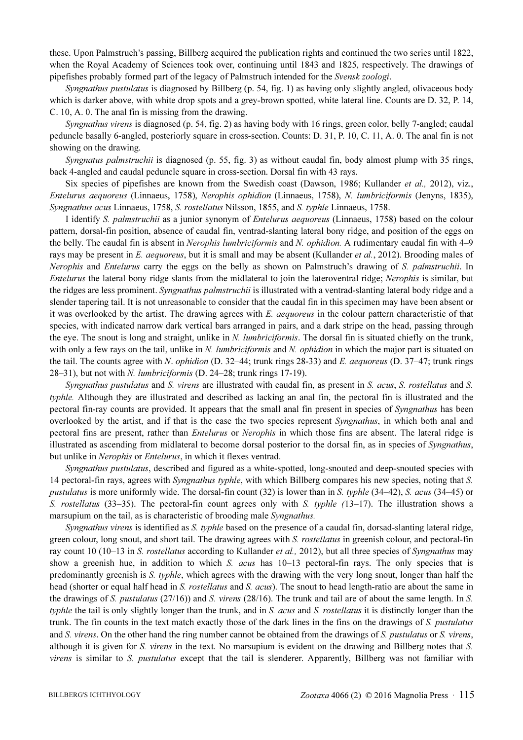these. Upon Palmstruch's passing, Billberg acquired the publication rights and continued the two series until 1822, when the Royal Academy of Sciences took over, continuing until 1843 and 1825, respectively. The drawings of pipefishes probably formed part of the legacy of Palmstruch intended for the *Svensk zoologi*.

*Syngnathus pustulatus* is diagnosed by Billberg (p. 54, fig. 1) as having only slightly angled, olivaceous body which is darker above, with white drop spots and a grey-brown spotted, white lateral line. Counts are D. 32, P. 14, C. 10, A. 0. The anal fin is missing from the drawing.

*Syngnathus virens* is diagnosed (p. 54, fig. 2) as having body with 16 rings, green color, belly 7-angled; caudal peduncle basally 6-angled, posteriorly square in cross-section. Counts: D. 31, P. 10, C. 11, A. 0. The anal fin is not showing on the drawing.

*Syngnatus palmstruchii* is diagnosed (p. 55, fig. 3) as without caudal fin, body almost plump with 35 rings, back 4-angled and caudal peduncle square in cross-section. Dorsal fin with 43 rays.

Six species of pipefishes are known from the Swedish coast (Dawson, 1986; Kullander *et al.,* 2012), viz., *Entelurus aequoreus* (Linnaeus, 1758), *Nerophis ophidion* (Linnaeus, 1758), *N. lumbriciformis* (Jenyns, 1835), *Syngnathus acus* Linnaeus, 1758, *S. rostellatus* Nilsson, 1855, and *S. typhle* Linnaeus, 1758.

I identify *S. palmstruchii* as a junior synonym of *Entelurus aequoreus* (Linnaeus, 1758) based on the colour pattern, dorsal-fin position, absence of caudal fin, ventrad-slanting lateral bony ridge, and position of the eggs on the belly. The caudal fin is absent in *Nerophis lumbriciformis* and *N. ophidion.* A rudimentary caudal fin with 4–9 rays may be present in *E. aequoreus*, but it is small and may be absent (Kullander *et al.*, 2012). Brooding males of *Nerophis* and *Entelurus* carry the eggs on the belly as shown on Palmstruch's drawing of *S. palmstruchii*. In *Entelurus* the lateral bony ridge slants from the midlateral to join the lateroventral ridge; *Nerophis* is similar, but the ridges are less prominent. *Syngnathus palmstruchii* is illustrated with a ventrad-slanting lateral body ridge and a slender tapering tail. It is not unreasonable to consider that the caudal fin in this specimen may have been absent or it was overlooked by the artist. The drawing agrees with *E. aequoreus* in the colour pattern characteristic of that species, with indicated narrow dark vertical bars arranged in pairs, and a dark stripe on the head, passing through the eye. The snout is long and straight, unlike in *N. lumbriciformis*. The dorsal fin is situated chiefly on the trunk, with only a few rays on the tail, unlike in *N. lumbriciformis* and *N. ophidion* in which the major part is situated on the tail. The counts agree with *N*. *ophidion* (D. 32–44; trunk rings 28-33) and *E. aequoreus* (D. 37–47; trunk rings 28–31), but not with *N. lumbriciformis* (D. 24–28; trunk rings 17-19).

*Syngnathus pustulatus* and *S. virens* are illustrated with caudal fin, as present in *S. acus*, *S. rostellatus* and *S. typhle.* Although they are illustrated and described as lacking an anal fin, the pectoral fin is illustrated and the pectoral fin-ray counts are provided. It appears that the small anal fin present in species of *Syngnathus* has been overlooked by the artist, and if that is the case the two species represent *Syngnathus*, in which both anal and pectoral fins are present, rather than *Entelurus* or *Nerophis* in which those fins are absent. The lateral ridge is illustrated as ascending from midlateral to become dorsal posterior to the dorsal fin, as in species of *Syngnathus*, but unlike in *Nerophis* or *Entelurus*, in which it flexes ventrad.

*Syngnathus pustulatus*, described and figured as a white-spotted, long-snouted and deep-snouted species with 14 pectoral-fin rays, agrees with *Syngnathus typhle*, with which Billberg compares his new species, noting that *S. pustulatus* is more uniformly wide. The dorsal-fin count (32) is lower than in *S. typhle* (34–42), *S. acus* (34–45) or *S. rostellatus* (33–35). The pectoral-fin count agrees only with *S. typhle (*13–17). The illustration shows a marsupium on the tail, as is characteristic of brooding male *Syngnathus.*

*Syngnathus virens* is identified as *S. typhle* based on the presence of a caudal fin, dorsad-slanting lateral ridge, green colour, long snout, and short tail. The drawing agrees with *S. rostellatus* in greenish colour, and pectoral-fin ray count 10 (10–13 in *S. rostellatus* according to Kullander *et al.,* 2012), but all three species of *Syngnathus* may show a greenish hue, in addition to which *S. acus* has 10–13 pectoral-fin rays. The only species that is predominantly greenish is *S. typhle*, which agrees with the drawing with the very long snout, longer than half the head (shorter or equal half head in *S. rostellatus* and *S. acus*). The snout to head length-ratio are about the same in the drawings of *S. pustulatus* (27/16)) and *S. virens* (28/16). The trunk and tail are of about the same length. In *S. typhle* the tail is only slightly longer than the trunk, and in *S. acus* and *S. rostellatus* it is distinctly longer than the trunk. The fin counts in the text match exactly those of the dark lines in the fins on the drawings of *S. pustulatus* and *S. virens*. On the other hand the ring number cannot be obtained from the drawings of *S. pustulatus* or *S. virens*, although it is given for *S. virens* in the text. No marsupium is evident on the drawing and Billberg notes that *S. virens* is similar to *S. pustulatus* except that the tail is slenderer. Apparently, Billberg was not familiar with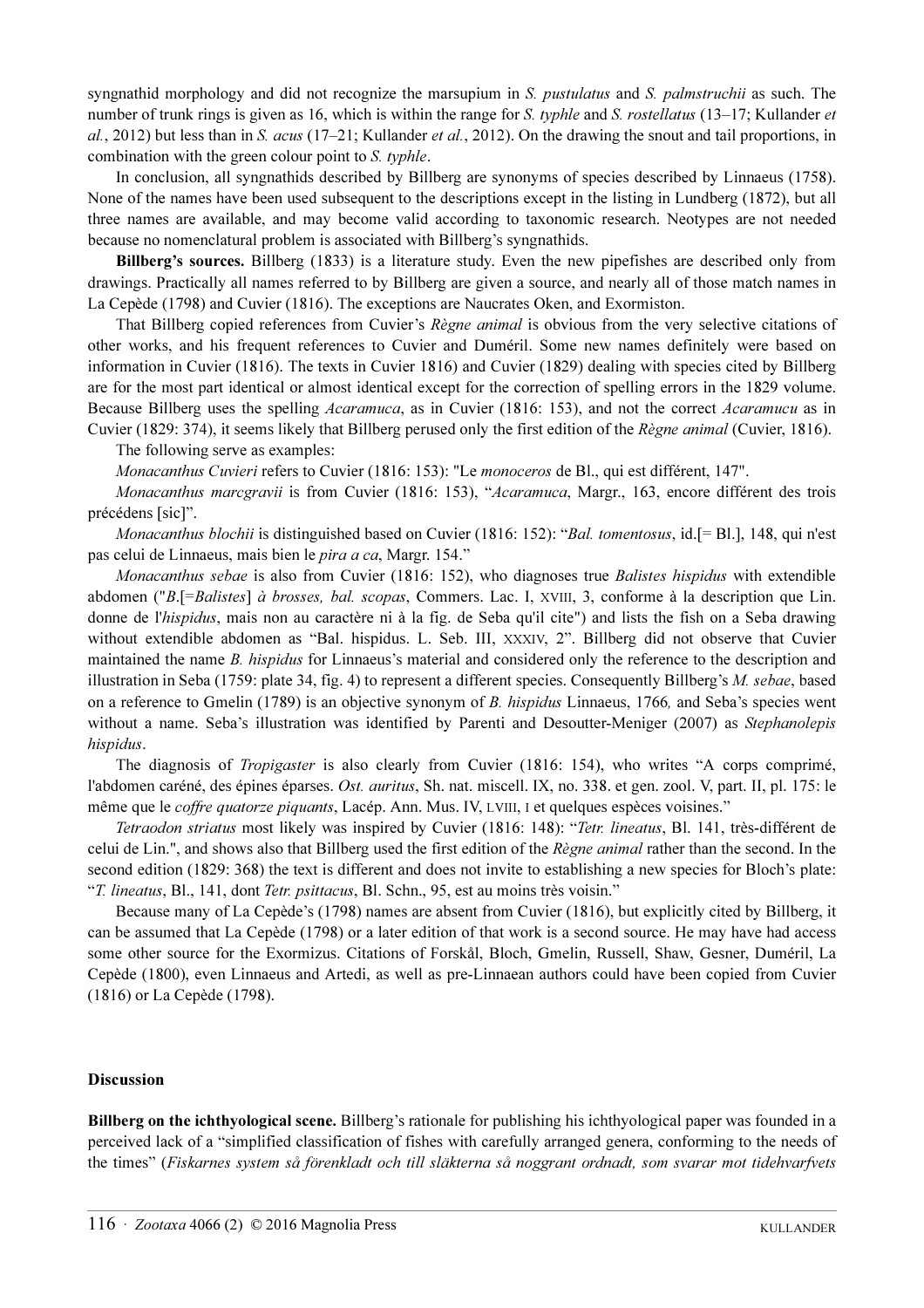syngnathid morphology and did not recognize the marsupium in *S. pustulatus* and *S. palmstruchii* as such. The number of trunk rings is given as 16, which is within the range for *S. typhle* and *S. rostellatus* (13–17; Kullander *et al.*, 2012) but less than in *S. acus* (17–21; Kullander *et al.*, 2012). On the drawing the snout and tail proportions, in combination with the green colour point to *S. typhle*.

In conclusion, all syngnathids described by Billberg are synonyms of species described by Linnaeus (1758). None of the names have been used subsequent to the descriptions except in the listing in Lundberg (1872), but all three names are available, and may become valid according to taxonomic research. Neotypes are not needed because no nomenclatural problem is associated with Billberg's syngnathids.

**Billberg's sources.** Billberg (1833) is a literature study. Even the new pipefishes are described only from drawings. Practically all names referred to by Billberg are given a source, and nearly all of those match names in La Cepède (1798) and Cuvier (1816). The exceptions are Naucrates Oken, and Exormiston.

That Billberg copied references from Cuvier's *Règne animal* is obvious from the very selective citations of other works, and his frequent references to Cuvier and Duméril. Some new names definitely were based on information in Cuvier (1816). The texts in Cuvier 1816) and Cuvier (1829) dealing with species cited by Billberg are for the most part identical or almost identical except for the correction of spelling errors in the 1829 volume. Because Billberg uses the spelling *Acaramuca*, as in Cuvier (1816: 153), and not the correct *Acaramucu* as in Cuvier (1829: 374), it seems likely that Billberg perused only the first edition of the *Règne animal* (Cuvier, 1816).

The following serve as examples:

*Monacanthus Cuvieri* refers to Cuvier (1816: 153): "Le *monoceros* de Bl., qui est différent, 147".

*Monacanthus marcgravii* is from Cuvier (1816: 153), "*Acaramuca*, Margr., 163, encore différent des trois précédens [sic]".

*Monacanthus blochii* is distinguished based on Cuvier (1816: 152): "*Bal. tomentosus*, id.[= Bl.], 148, qui n'est pas celui de Linnaeus, mais bien le *pira a ca*, Margr. 154."

*Monacanthus sebae* is also from Cuvier (1816: 152), who diagnoses true *Balistes hispidus* with extendible abdomen ("*B*.[=*Balistes*] *à brosses, bal. scopas*, Commers. Lac. I, XVIII, 3, conforme à la description que Lin. donne de l'*hispidus*, mais non au caractère ni à la fig. de Seba qu'il cite") and lists the fish on a Seba drawing without extendible abdomen as "Bal. hispidus. L. Seb. III, XXXIV, 2". Billberg did not observe that Cuvier maintained the name *B. hispidus* for Linnaeus's material and considered only the reference to the description and illustration in Seba (1759: plate 34, fig. 4) to represent a different species. Consequently Billberg's *M. sebae*, based on a reference to Gmelin (1789) is an objective synonym of *B. hispidus* Linnaeus, 1766*,* and Seba's species went without a name. Seba's illustration was identified by Parenti and Desoutter-Meniger (2007) as *Stephanolepis hispidus*.

The diagnosis of *Tropigaster* is also clearly from Cuvier (1816: 154), who writes "A corps comprimé, l'abdomen caréné, des épines éparses. *Ost. auritus*, Sh. nat. miscell. IX, no. 338. et gen. zool. V, part. II, pl. 175: le même que le *coffre quatorze piquants*, Lacép. Ann. Mus. IV, LVIII, I et quelques espèces voisines."

*Tetraodon striatus* most likely was inspired by Cuvier (1816: 148): "*Tetr. lineatus*, Bl. 141, très-différent de celui de Lin.", and shows also that Billberg used the first edition of the *Règne animal* rather than the second. In the second edition (1829: 368) the text is different and does not invite to establishing a new species for Bloch's plate: "*T. lineatus*, Bl., 141, dont *Tetr. psittacus*, Bl. Schn., 95, est au moins très voisin."

Because many of La Cepède's (1798) names are absent from Cuvier (1816), but explicitly cited by Billberg, it can be assumed that La Cepède (1798) or a later edition of that work is a second source. He may have had access some other source for the Exormizus. Citations of Forskål, Bloch, Gmelin, Russell, Shaw, Gesner, Duméril, La Cepède (1800), even Linnaeus and Artedi, as well as pre-Linnaean authors could have been copied from Cuvier (1816) or La Cepède (1798).

## Discussion

**Billberg on the ichthyological scene.** Billberg's rationale for publishing his ichthyological paper was founded in a perceived lack of a "simplified classification of fishes with carefully arranged genera, conforming to the needs of the times" (*Fiskarnes system så förenkladt och till släkterna så noggrant ordnadt, som svarar mot tidehvarfvets*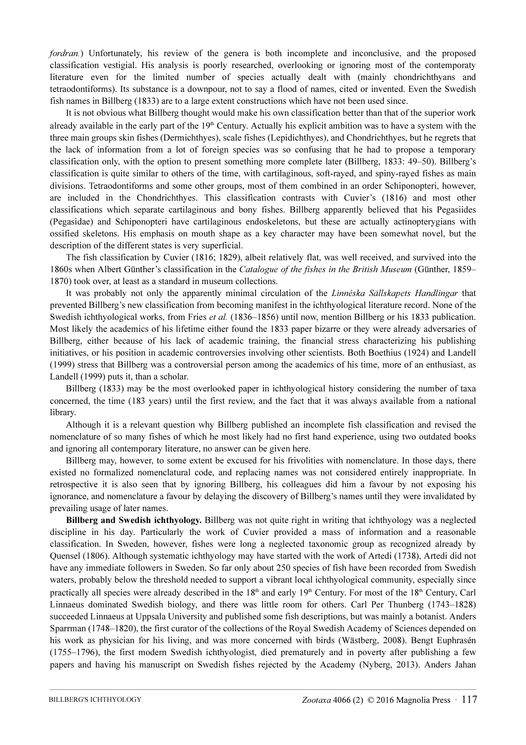*fordran.*) Unfortunately, his review of the genera is both incomplete and inconclusive, and the proposed classification vestigial. His analysis is poorly researched, overlooking or ignoring most of the contemporaty literature even for the limited number of species actually dealt with (mainly chondrichthyans and tetraodontiforms). Its substance is a downpour, not to say a flood of names, cited or invented. Even the Swedish fish names in Billberg (1833) are to a large extent constructions which have not been used since.

It is not obvious what Billberg thought would make his own classification better than that of the superior work already available in the early part of the 19th Century. Actually his explicit ambition was to have a system with the three main groups skin fishes (Dermichthyes), scale fishes (Lepidichthyes), and Chondrichthyes, but he regrets that the lack of information from a lot of foreign species was so confusing that he had to propose a temporary classification only, with the option to present something more complete later (Billberg, 1833: 49–50). Billberg's classification is quite similar to others of the time, with cartilaginous, soft-rayed, and spiny-rayed fishes as main divisions. Tetraodontiforms and some other groups, most of them combined in an order Schiponopteri, however, are included in the Chondrichthyes. This classification contrasts with Cuvier's (1816) and most other classifications which separate cartilaginous and bony fishes. Billberg apparently believed that his Pegasiides (Pegasidae) and Schiponopteri have cartilaginous endoskeletons, but these are actually actinopterygians with ossified skeletons. His emphasis on mouth shape as a key character may have been somewhat novel, but the description of the different states is very superficial.

The fish classification by Cuvier (1816; 1829), albeit relatively flat, was well received, and survived into the 1860s when Albert Günther's classification in the *Catalogue of the fishes in the British Museum* (Günther, 1859–1870) took over, at least as a standard in museum collections.

It was probably not only the apparently minimal circulation of the *Linnéska Sällskapets Handlingar* that prevented Billberg's new classification from becoming manifest in the ichthyological literature record. None of the Swedish ichthyological works, from Fries *et al.* (1836–1856) until now, mention Billberg or his 1833 publication. Most likely the academics of his lifetime either found the 1833 paper bizarre or they were already adversaries of Billberg, either because of his lack of academic training, the financial stress characterizing his publishing initiatives, or his position in academic controversies involving other scientists. Both Boethius (1924) and Landell (1999) stress that Billberg was a controversial person among the academics of his time, more of an enthusiast, as Landell (1999) puts it, than a scholar.

Billberg (1833) may be the most overlooked paper in ichthyological history considering the number of taxa concerned, the time (183 years) until the first review, and the fact that it was always available from a national library.

Although it is a relevant question why Billberg published an incomplete fish classification and revised the nomenclature of so many fishes of which he most likely had no first hand experience, using two outdated books and ignoring all contemporary literature, no answer can be given here.

Billberg may, however, to some extent be excused for his frivolities with nomenclature. In those days, there existed no formalized nomenclatural code, and replacing names was not considered entirely inappropriate. In retrospective it is also seen that by ignoring Billberg, his colleagues did him a favour by not exposing his ignorance, and nomenclature a favour by delaying the discovery of Billberg's names until they were invalidated by prevailing usage of later names.

**Billberg and Swedish ichthyology.** Billberg was not quite right in writing that ichthyology was a neglected discipline in his day. Particularly the work of Cuvier provided a mass of information and a reasonable classification. In Sweden, however, fishes were long a neglected taxonomic group as recognized already by Quensel (1806). Although systematic ichthyology may have started with the work of Artedi (1738), Artedi did not have any immediate followers in Sweden. So far only about 250 species of fish have been recorded from Swedish waters, probably below the threshold needed to support a vibrant local ichthyological community, especially since practically all species were already described in the 18th and early 19th Century. For most of the 18th Century, Carl Linnaeus dominated Swedish biology, and there was little room for others. Carl Per Thunberg (1743–1828) succeeded Linnaeus at Uppsala University and published some fish descriptions, but was mainly a botanist. Anders Sparrman (1748–1820), the first curator of the collections of the Royal Swedish Academy of Sciences depended on his work as physician for his living, and was more concerned with birds (Wästberg, 2008). Bengt Euphrasén (1755–1796), the first modern Swedish ichthyologist, died prematurely and in poverty after publishing a few papers and having his manuscript on Swedish fishes rejected by the Academy (Nyberg, 2013). Anders Jahan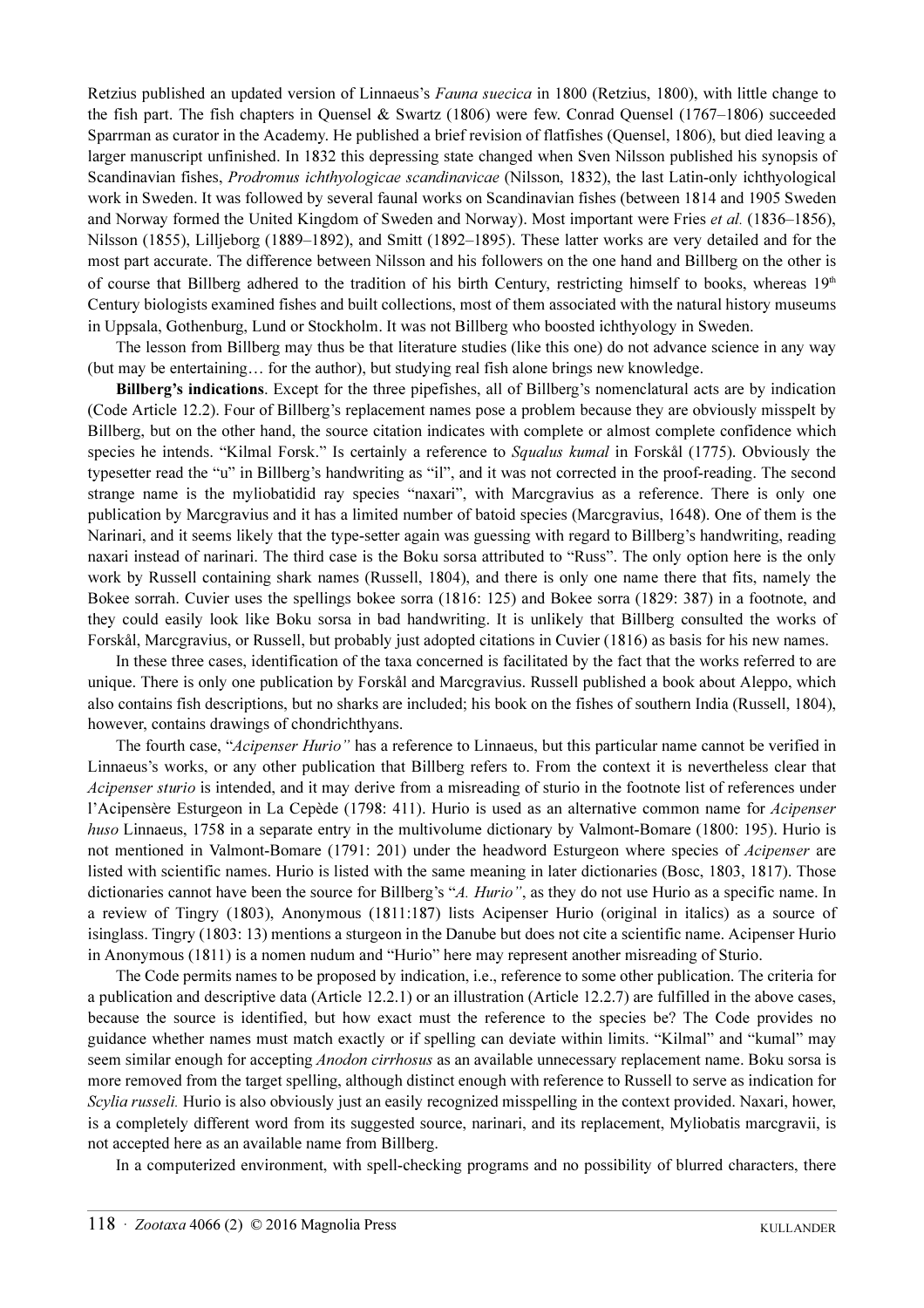Retzius published an updated version of Linnaeus's *Fauna suecica* in 1800 (Retzius, 1800), with little change to the fish part. The fish chapters in Quensel & Swartz (1806) were few. Conrad Quensel (1767–1806) succeeded Sparrman as curator in the Academy. He published a brief revision of flatfishes (Quensel, 1806), but died leaving a larger manuscript unfinished. In 1832 this depressing state changed when Sven Nilsson published his synopsis of Scandinavian fishes, *Prodromus ichthyologicae scandinavicae* (Nilsson, 1832), the last Latin-only ichthyological work in Sweden. It was followed by several faunal works on Scandinavian fishes (between 1814 and 1905 Sweden and Norway formed the United Kingdom of Sweden and Norway). Most important were Fries *et al.* (1836–1856), Nilsson (1855), Lilljeborg (1889–1892), and Smitt (1892–1895). These latter works are very detailed and for the most part accurate. The difference between Nilsson and his followers on the one hand and Billberg on the other is of course that Billberg adhered to the tradition of his birth Century, restricting himself to books, whereas 19th Century biologists examined fishes and built collections, most of them associated with the natural history museums in Uppsala, Gothenburg, Lund or Stockholm. It was not Billberg who boosted ichthyology in Sweden.

The lesson from Billberg may thus be that literature studies (like this one) do not advance science in any way (but may be entertaining… for the author), but studying real fish alone brings new knowledge.

**Billberg's indications**. Except for the three pipefishes, all of Billberg's nomenclatural acts are by indication (Code Article 12.2). Four of Billberg's replacement names pose a problem because they are obviously misspelt by Billberg, but on the other hand, the source citation indicates with complete or almost complete confidence which species he intends. "Kilmal Forsk." Is certainly a reference to *Squalus kumal* in Forskål (1775). Obviously the typesetter read the "u" in Billberg's handwriting as "il", and it was not corrected in the proof-reading. The second strange name is the myliobatidid ray species "naxari", with Marcgravius as a reference. There is only one publication by Marcgravius and it has a limited number of batoid species (Marcgravius, 1648). One of them is the Narinari, and it seems likely that the type-setter again was guessing with regard to Billberg's handwriting, reading naxari instead of narinari. The third case is the Boku sorsa attributed to "Russ". The only option here is the only work by Russell containing shark names (Russell, 1804), and there is only one name there that fits, namely the Bokee sorrah. Cuvier uses the spellings bokee sorra (1816: 125) and Bokee sorra (1829: 387) in a footnote, and they could easily look like Boku sorsa in bad handwriting. It is unlikely that Billberg consulted the works of Forskål, Marcgravius, or Russell, but probably just adopted citations in Cuvier (1816) as basis for his new names.

In these three cases, identification of the taxa concerned is facilitated by the fact that the works referred to are unique. There is only one publication by Forskål and Marcgravius. Russell published a book about Aleppo, which also contains fish descriptions, but no sharks are included; his book on the fishes of southern India (Russell, 1804), however, contains drawings of chondrichthyans.

The fourth case, "*Acipenser Hurio"* has a reference to Linnaeus, but this particular name cannot be verified in Linnaeus's works, or any other publication that Billberg refers to. From the context it is nevertheless clear that *Acipenser sturio* is intended, and it may derive from a misreading of sturio in the footnote list of references under l'Acipensère Esturgeon in La Cepède (1798: 411). Hurio is used as an alternative common name for *Acipenser huso* Linnaeus, 1758 in a separate entry in the multivolume dictionary by Valmont-Bomare (1800: 195). Hurio is not mentioned in Valmont-Bomare (1791: 201) under the headword Esturgeon where species of *Acipenser* are listed with scientific names. Hurio is listed with the same meaning in later dictionaries (Bosc, 1803, 1817). Those dictionaries cannot have been the source for Billberg's "*A. Hurio"*, as they do not use Hurio as a specific name. In a review of Tingry (1803), Anonymous (1811:187) lists Acipenser Hurio (original in italics) as a source of isinglass. Tingry (1803: 13) mentions a sturgeon in the Danube but does not cite a scientific name. Acipenser Hurio in Anonymous (1811) is a nomen nudum and "Hurio" here may represent another misreading of Sturio.

The Code permits names to be proposed by indication, i.e., reference to some other publication. The criteria for a publication and descriptive data (Article 12.2.1) or an illustration (Article 12.2.7) are fulfilled in the above cases, because the source is identified, but how exact must the reference to the species be? The Code provides no guidance whether names must match exactly or if spelling can deviate within limits. "Kilmal" and "kumal" may seem similar enough for accepting *Anodon cirrhosus* as an available unnecessary replacement name. Boku sorsa is more removed from the target spelling, although distinct enough with reference to Russell to serve as indication for *Scylia russeli.* Hurio is also obviously just an easily recognized misspelling in the context provided. Naxari, hower, is a completely different word from its suggested source, narinari, and its replacement, Myliobatis marcgravii, is not accepted here as an available name from Billberg.

In a computerized environment, with spell-checking programs and no possibility of blurred characters, there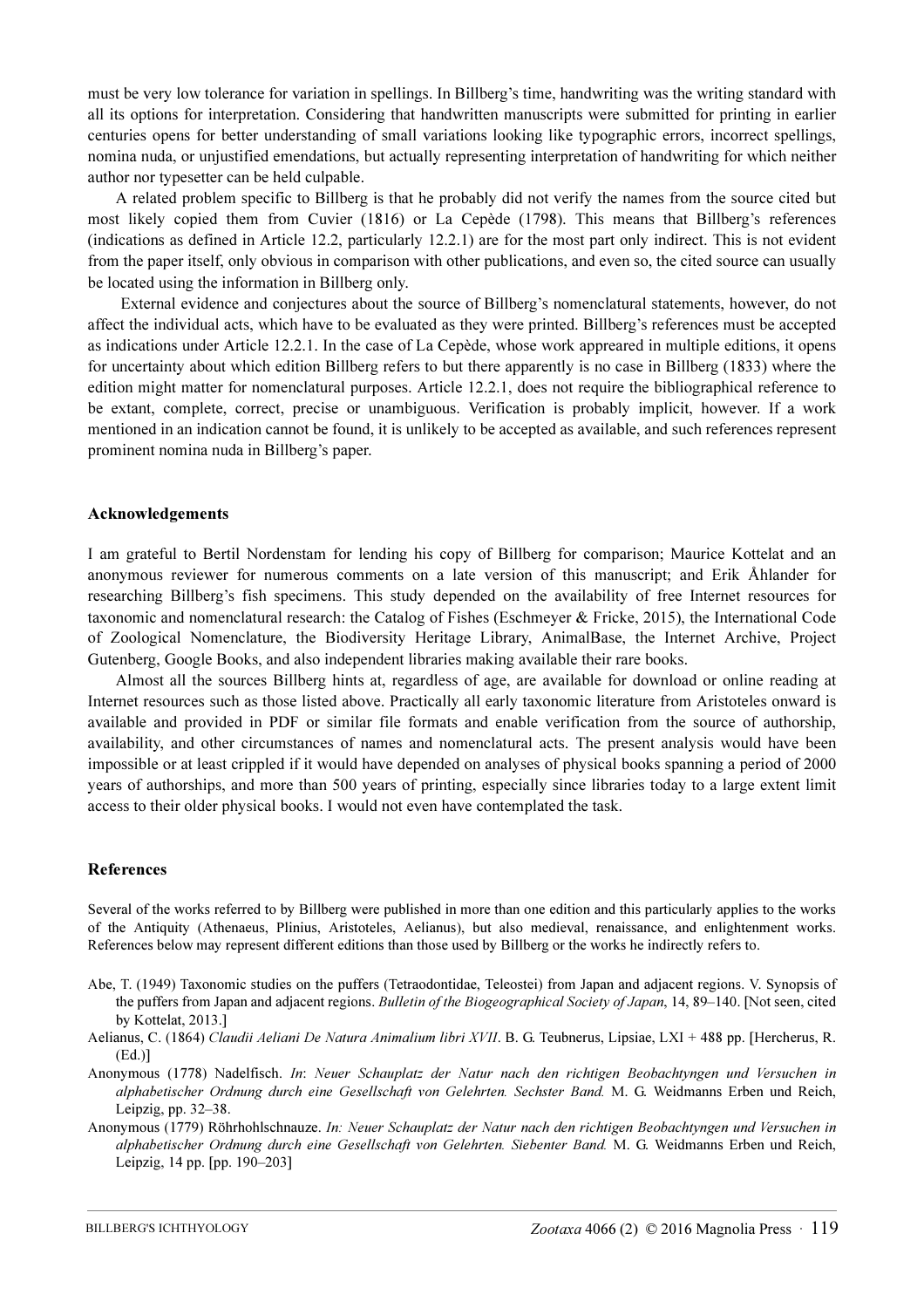must be very low tolerance for variation in spellings. In Billberg's time, handwriting was the writing standard with all its options for interpretation. Considering that handwritten manuscripts were submitted for printing in earlier centuries opens for better understanding of small variations looking like typographic errors, incorrect spellings, nomina nuda, or unjustified emendations, but actually representing interpretation of handwriting for which neither author nor typesetter can be held culpable.

A related problem specific to Billberg is that he probably did not verify the names from the source cited but most likely copied them from Cuvier (1816) or La Cepède (1798). This means that Billberg's references (indications as defined in Article 12.2, particularly 12.2.1) are for the most part only indirect. This is not evident from the paper itself, only obvious in comparison with other publications, and even so, the cited source can usually be located using the information in Billberg only.

External evidence and conjectures about the source of Billberg's nomenclatural statements, however, do not affect the individual acts, which have to be evaluated as they were printed. Billberg's references must be accepted as indications under Article 12.2.1. In the case of La Cepède, whose work appreared in multiple editions, it opens for uncertainty about which edition Billberg refers to but there apparently is no case in Billberg (1833) where the edition might matter for nomenclatural purposes. Article 12.2.1, does not require the bibliographical reference to be extant, complete, correct, precise or unambiguous. Verification is probably implicit, however. If a work mentioned in an indication cannot be found, it is unlikely to be accepted as available, and such references represent prominent nomina nuda in Billberg's paper.

## Acknowledgements

I am grateful to Bertil Nordenstam for lending his copy of Billberg for comparison; Maurice Kottelat and an anonymous reviewer for numerous comments on a late version of this manuscript; and Erik Åhlander for researching Billberg's fish specimens. This study depended on the availability of free Internet resources for taxonomic and nomenclatural research: the Catalog of Fishes (Eschmeyer & Fricke, 2015), the International Code of Zoological Nomenclature, the Biodiversity Heritage Library, AnimalBase, the Internet Archive, Project Gutenberg, Google Books, and also independent libraries making available their rare books.

Almost all the sources Billberg hints at, regardless of age, are available for download or online reading at Internet resources such as those listed above. Practically all early taxonomic literature from Aristoteles onward is available and provided in PDF or similar file formats and enable verification from the source of authorship, availability, and other circumstances of names and nomenclatural acts. The present analysis would have been impossible or at least crippled if it would have depended on analyses of physical books spanning a period of 2000 years of authorships, and more than 500 years of printing, especially since libraries today to a large extent limit access to their older physical books. I would not even have contemplated the task.

## References

Several of the works referred to by Billberg were published in more than one edition and this particularly applies to the works of the Antiquity (Athenaeus, Plinius, Aristoteles, Aelianus), but also medieval, renaissance, and enlightenment works. References below may represent different editions than those used by Billberg or the works he indirectly refers to.

Abe, T. (1949) Taxonomic studies on the puffers (Tetraodontidae, Teleostei) from Japan and adjacent regions. V. Synopsis of the puffers from Japan and adjacent regions. *Bulletin of the Biogeographical Society of Japan*, 14, 89–140. [Not seen, cited by Kottelat, 2013.]

Aelianus, C. (1864) *Claudii Aeliani De Natura Animalium libri XVII*. B. G. Teubnerus, Lipsiae, LXI + 488 pp. [Hercherus, R. (Ed.)]

Anonymous (1778) Nadelfisch. *In*: *Neuer Schauplatz der Natur nach den richtigen Beobachtyngen und Versuchen in alphabetischer Ordnung durch eine Gesellschaft von Gelehrten. Sechster Band.* M. G. Weidmanns Erben und Reich, Leipzig, pp. 32–38.

Anonymous (1779) Röhrhohlschnauze. *In: Neuer Schauplatz der Natur nach den richtigen Beobachtyngen und Versuchen in alphabetischer Ordnung durch eine Gesellschaft von Gelehrten. Siebenter Band.* M. G. Weidmanns Erben und Reich, Leipzig, 14 pp. [pp. 190–203]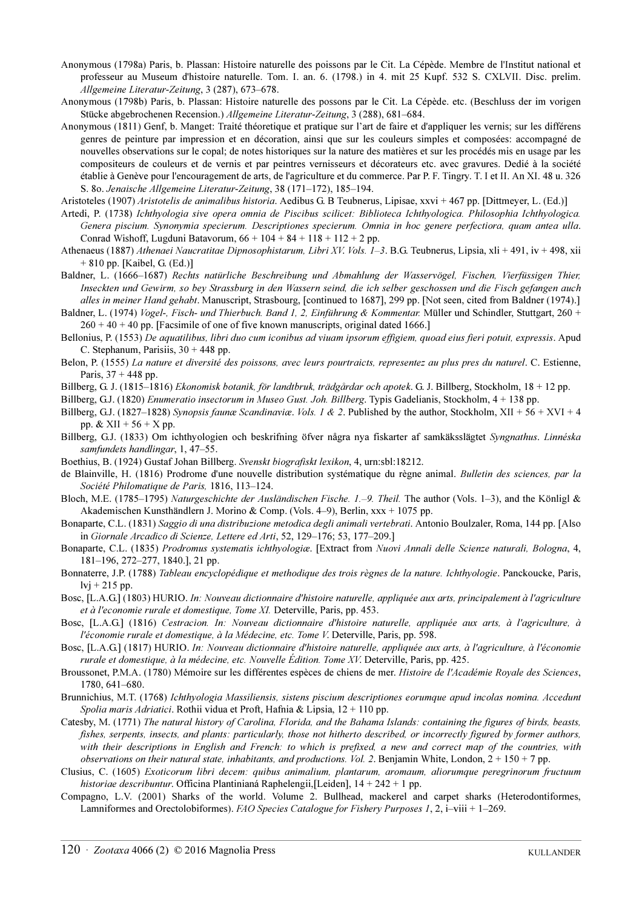Anonymous (1798a) Paris, b. Plassan: Histoire naturelle des poissons par le Cit. La Cépède. Membre de l'Institut national et professeur au Museum d'histoire naturelle. Tom. I. an. 6. (1798.) in 4. mit 25 Kupf. 532 S. CXLVII. Disc. prelim. *Allgemeine Literatur-Zeitung*, 3 (287), 673–678.

Anonymous (1798b) Paris, b. Plassan: Histoire naturelle des possons par le Cit. La Cépède. etc. (Beschluss der im vorigen Stücke abgebrochenen Recension.) *Allgemeine Literatur-Zeitung*, 3 (288), 681–684.

Anonymous (1811) Genf, b. Manget: Traité théoretique et pratique sur l'art de faire et d'appliquer les vernis; sur les différens genres de peinture par impression et en décoration, ainsi que sur les couleurs simples et composées: accompagné de nouvelles observations sur le copal; de notes historiques sur la nature des matières et sur les procédés mis en usage par les compositeurs de couleurs et de vernis et par peintres vernisseurs et décorateurs etc. avec gravures. Dedié à la société établie à Genève pour l'encouragement de arts, de l'agriculture et du commerce. Par P. F. Tingry. T. I et II. An XI. 48 u. 326 S. 8o. *Jenaische Allgemeine Literatur-Zeitung*, 38 (171–172), 185–194.

Aristoteles (1907) *Aristotelis de animalibus historia*. Aedibus G. B Teubnerus, Lipisae, xxvi + 467 pp. [Dittmeyer, L. (Ed.)]

Artedi, P. (1738) *Ichthyologia sive opera omnia de Piscibus scilicet: Biblioteca Ichthyologica. Philosophia Ichthyologica. Genera piscium. Synonymia specierum. Descriptiones specierum. Omnia in hoc genere perfectiora, quam antea ulla*. Conrad Wishoff, Lugduni Batavorum, 66 + 104 + 84 + 118 + 112 + 2 pp.

Athenaeus (1887) *Athenaei Naucratitae Dipnosophistarum, Libri XV. Vols. 1–3*. B.G. Teubnerus, Lipsia, xli + 491, iv + 498, xii + 810 pp. [Kaibel, G. (Ed.)]

Baldner, L. (1666–1687) *Rechts natürliche Beschreibung und Abmahlung der Wasservögel, Fischen, Vierfüssigen Thier, Inseckten und Gewirm, so bey Strassburg in den Wassern seind, die ich selber geschossen und die Fisch gefangen auch alles in meiner Hand gehabt*. Manuscript, Strasbourg, [continued to 1687], 299 pp. [Not seen, cited from Baldner (1974).]

Baldner, L. (1974) *Vogel-, Fisch- und Thierbuch. Band 1, 2, Einführung & Kommentar.* Müller und Schindler, Stuttgart, 260 + 260 + 40 + 40 pp. [Facsimile of one of five known manuscripts, original dated 1666.]

Bellonius, P. (1553) *De aquatilibus, libri duo cum iconibus ad viuam ipsorum effigiem, quoad eius fieri potuit, expressis*. Apud C. Stephanum, Parisiis, 30 + 448 pp.

Belon, P. (1555) *La nature et diversité des poissons, avec leurs pourtraicts, representez au plus pres du naturel*. C. Estienne, Paris, 37 + 448 pp.

Billberg, G. J. (1815–1816) *Ekonomisk botanik, för landtbruk, trädgårdar och apotek*. G. J. Billberg, Stockholm, 18 + 12 pp.

Billberg, G.J. (1820) *Enumeratio insectorum in Museo Gust. Joh. Billberg*. Typis Gadelianis, Stockholm, 4 + 138 pp.

Billberg, G.J. (1827–1828) *Synopsis faunæ Scandinaviæ. Vols. 1 & 2*. Published by the author, Stockholm, XII + 56 + XVI + 4 pp. & XII + 56 + X pp.

Billberg, G.J. (1833) Om ichthyologien och beskrifning öfver några nya fiskarter af samkäksslägtet *Syngnathus*. *Linnéska samfundets handlingar*, 1, 47–55.

Boethius, B. (1924) Gustaf Johan Billberg. *Svenskt biografiskt lexikon*, 4, urn:sbl:18212.

de Blainville, H. (1816) Prodrome d'une nouvelle distribution systématique du règne animal. *Bulletin des sciences, par la Société Philomatique de Paris,* 1816, 113–124.

Bloch, M.E. (1785–1795) *Naturgeschichte der Ausländischen Fische. 1.–9. Theil.* The author (Vols. 1–3), and the Könligl & Akademischen Kunsthändlern J. Morino & Comp. (Vols. 4–9), Berlin, xxx + 1075 pp.

Bonaparte, C.L. (1831) *Saggio di una distribuzione metodica degli animali vertebrati*. Antonio Boulzaler, Roma, 144 pp. [Also in *Giornale Arcadico di Scienze, Lettere ed Arti*, 52, 129–176; 53, 177–209.]

Bonaparte, C.L. (1835) *Prodromus systematis ichthyologiæ*. [Extract from *Nuovi Annali delle Scienze naturali, Bologna*, 4, 181–196, 272–277, 1840.], 21 pp.

Bonnaterre, J.P. (1788) *Tableau encyclopédique et methodique des trois règnes de la nature. Ichthyologie*. Panckoucke, Paris, lvj + 215 pp.

Bosc, [L.A.G.] (1803) HURIO. *In: Nouveau dictionnaire d'histoire naturelle, appliquée aux arts, principalement à l'agriculture et à l'economie rurale et domestique, Tome XI.* Deterville, Paris, pp. 453.

Bosc, [L.A.G.] (1816) *Cestracion. In: Nouveau dictionnaire d'histoire naturelle, appliquée aux arts, à l'agriculture, à l'économie rurale et domestique, à la Médecine, etc. Tome V*. Deterville, Paris, pp. 598.

Bosc, [L.A.G.] (1817) HURIO. *In: Nouveau dictionnaire d'histoire naturelle, appliquée aux arts, à l'agriculture, à l'économie rurale et domestique, à la médecine, etc. Nouvelle Édition. Tome XV*. Deterville, Paris, pp. 425.

Broussonet, P.M.A. (1780) Mémoire sur les différentes espèces de chiens de mer. *Histoire de l'Académie Royale des Sciences*, 1780, 641–680.

Brunnichius, M.T. (1768) *Ichthyologia Massiliensis, sistens piscium descriptiones eorumque apud incolas nomina. Accedunt Spolia maris Adriatici*. Rothii vidua et Proft, Hafnia & Lipsia, 12 + 110 pp.

Catesby, M. (1771) *The natural history of Carolina, Florida, and the Bahama Islands: containing the figures of birds, beasts, fishes, serpents, insects, and plants: particularly, those not hitherto described, or incorrectly figured by former authors, with their descriptions in English and French: to which is prefixed, a new and correct map of the countries, with observations on their natural state, inhabitants, and productions. Vol. 2*. Benjamin White, London, 2 + 150 + 7 pp.

Clusius, C. (1605) *Exoticorum libri decem: quibus animalium, plantarum, aromaum, aliorumque peregrinorum fructuum historiae describuntur*. Officina Plantinianá Raphelengii,[Leiden], 14 + 242 + 1 pp.

Compagno, L.V. (2001) Sharks of the world. Volume 2. Bullhead, mackerel and carpet sharks (Heterodontiformes, Lamniformes and Orectolobiformes). *FAO Species Catalogue for Fishery Purposes 1*, 2, i–viii + 1–269.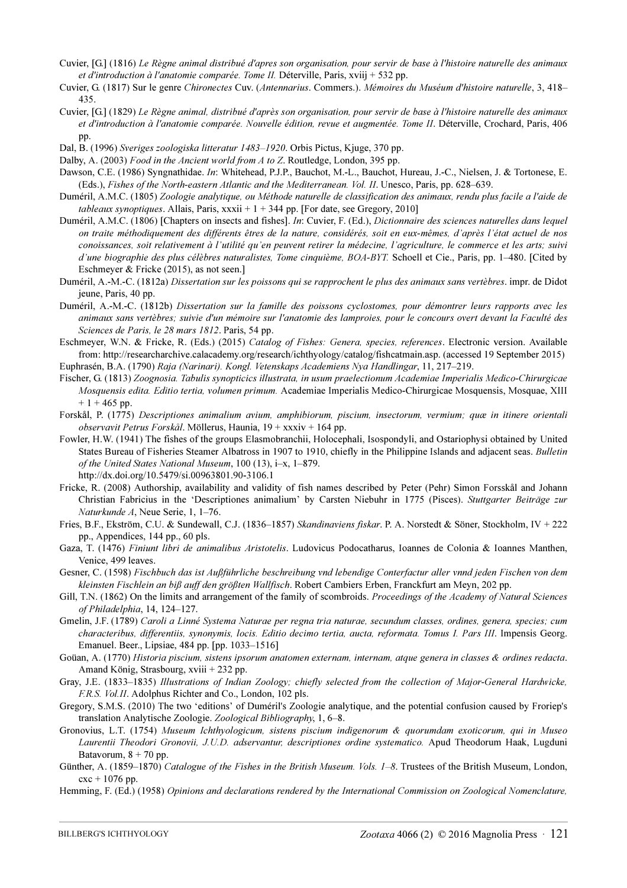Cuvier, [G.] (1816) *Le Règne animal distribué d'apres son organisation, pour servir de base à l'histoire naturelle des animaux et d'introduction à l'anatomie comparée. Tome II.* Déterville, Paris, xviij + 532 pp.

Cuvier, G. (1817) Sur le genre *Chironectes* Cuv. (*Antennarius*. Commers.). *Mémoires du Muséum d'histoire naturelle*, 3, 418–435.

Cuvier, [G.] (1829) *Le Règne animal, distribué d'après son organisation, pour servir de base à l'histoire naturelle des animaux et d'introduction à l'anatomie comparée. Nouvelle édition, revue et augmentée. Tome II*. Déterville, Crochard, Paris, 406 pp.

Dal, B. (1996) *Sveriges zoologiska litteratur 1483–1920*. Orbis Pictus, Kjuge, 370 pp.

Dalby, A. (2003) *Food in the Ancient world from A to Z*. Routledge, London, 395 pp.

Dawson, C.E. (1986) Syngnathidae. *In*: Whitehead, P.J.P., Bauchot, M.-L., Bauchot, Hureau, J.-C., Nielsen, J. & Tortonese, E. (Eds.), *Fishes of the North-eastern Atlantic and the Mediterranean. Vol. II*. Unesco, Paris, pp. 628–639.

Duméril, A.M.C. (1805) *Zoologie analytique, ou Méthode naturelle de classification des animaux, rendu plus facile a l'aide de tableaux synoptiques*. Allais, Paris, xxxii + 1 + 344 pp. [For date, see Gregory, 2010]

Duméril, A.M.C. (1806) [Chapters on insects and fishes]. *In*: Cuvier, F. (Ed.), *Dictionnaire des sciences naturelles dans lequel on traite méthodiquement des différents êtres de la nature, considérés, soit en eux-mêmes, d'après l'état actuel de nos conoissances, soit relativement à l'utilité qu'en peuvent retirer la médecine, l'agriculture, le commerce et les arts; suivi d'une biographie des plus célèbres naturalistes, Tome cinquième, BOA-BYT.* Schoell et Cie., Paris, pp. 1–480. [Cited by Eschmeyer & Fricke (2015), as not seen.]

Duméril, A.-M.-C. (1812a) *Dissertation sur les poissons qui se rapprochent le plus des animaux sans vertèbres*. impr. de Didot jeune, Paris, 40 pp.

Duméril, A.-M.-C. (1812b) *Dissertation sur la famille des poissons cyclostomes, pour démontrer leurs rapports avec les animaux sans vertèbres; suivie d'un mémoire sur l'anatomie des lamproies, pour le concours overt devant la Faculté des Sciences de Paris, le 28 mars 1812*. Paris, 54 pp.

Eschmeyer, W.N. & Fricke, R. (Eds.) (2015) *Catalog of Fishes: Genera, species, references*. Electronic version. Available from: http://researcharchive.calacademy.org/research/ichthyology/catalog/fishcatmain.asp. (accessed 19 September 2015)

Euphrasén, B.A. (1790) *Raja (Narinari). Kongl. Vetenskaps Academiens Nya Handlingar*, 11, 217–219.

Fischer, G. (1813) *Zoognosia. Tabulis synopticis illustrata, in usum praelectionum Academiae Imperialis Medico-Chirurgicae Mosquensis edita. Editio tertia, volumen primum.* Academiae Imperialis Medico-Chirurgicae Mosquensis, Mosquae, XIII + 1 + 465 pp.

Forskål, P. (1775) *Descriptiones animalium avium, amphibiorum, piscium, insectorum, vermium; quæ in itinere orientali observavit Petrus Forskål*. Möllerus, Haunia, 19 + xxxiv + 164 pp.

Fowler, H.W. (1941) The fishes of the groups Elasmobranchii, Holocephali, Isospondyli, and Ostariophysi obtained by United States Bureau of Fisheries Steamer Albatross in 1907 to 1910, chiefly in the Philippine Islands and adjacent seas. *Bulletin of the United States National Museum*, 100 (13), i–x, 1–879.
http://dx.doi.org/10.5479/si.00963801.90-3106.1

Fricke, R. (2008) Authorship, availability and validity of fish names described by Peter (Pehr) Simon Forsskål and Johann Christian Fabricius in the 'Descriptiones animalium' by Carsten Niebuhr in 1775 (Pisces). *Stuttgarter Beiträge zur Naturkunde A*, Neue Serie, 1, 1–76.

Fries, B.F., Ekström, C.U. & Sundewall, C.J. (1836–1857) *Skandinaviens fiskar*. P. A. Norstedt & Söner, Stockholm, IV + 222 pp., Appendices, 144 pp., 60 pls.

Gaza, T. (1476) *Finiunt libri de animalibus Aristotelis*. Ludovicus Podocatharus, Ioannes de Colonia & Ioannes Manthen, Venice, 499 leaves.

Gesner, C. (1598) *Fischbuch das ist Außführliche beschreibung vnd lebendige Conterfactur aller vnnd jeden Fischen von dem kleinsten Fischlein an biß auff den größten Wallfisch*. Robert Cambiers Erben, Franckfurt am Meyn, 202 pp.

Gill, T.N. (1862) On the limits and arrangement of the family of scombroids. *Proceedings of the Academy of Natural Sciences of Philadelphia*, 14, 124–127.

Gmelin, J.F. (1789) *Caroli a Linné Systema Naturae per regna tria naturae, secundum classes, ordines, genera, species; cum characteribus, differentiis, synonymis, locis. Editio decimo tertia, aucta, reformata. Tomus I. Pars III*. Impensis Georg. Emanuel. Beer., Lipsiae, 484 pp. [pp. 1033–1516]

Goüan, A. (1770) *Historia piscium, sistens ipsorum anatomen externam, internam, atque genera in classes & ordines redacta*. Amand König, Strasbourg, xviii + 232 pp.

Gray, J.E. (1833–1835) *Illustrations of Indian Zoology; chiefly selected from the collection of Major-General Hardwicke, F.R.S. Vol.II*. Adolphus Richter and Co., London, 102 pls.

Gregory, S.M.S. (2010) The two 'editions' of Duméril's Zoologie analytique, and the potential confusion caused by Froriep's translation Analytische Zoologie. *Zoological Bibliography*, 1, 6–8.

Gronovius, L.T. (1754) *Museum Ichthyologicum, sistens piscium indigenorum & quorumdam exoticorum, qui in Museo Laurentii Theodori Gronovii, J.U.D. adservantur, descriptiones ordine systematico.* Apud Theodorum Haak, Lugduni Batavorum, 8 + 70 pp.

Günther, A. (1859–1870) *Catalogue of the Fishes in the British Museum. Vols. 1–8*. Trustees of the British Museum, London, cxc + 1076 pp.

Hemming, F. (Ed.) (1958) *Opinions and declarations rendered by the International Commission on Zoological Nomenclature,*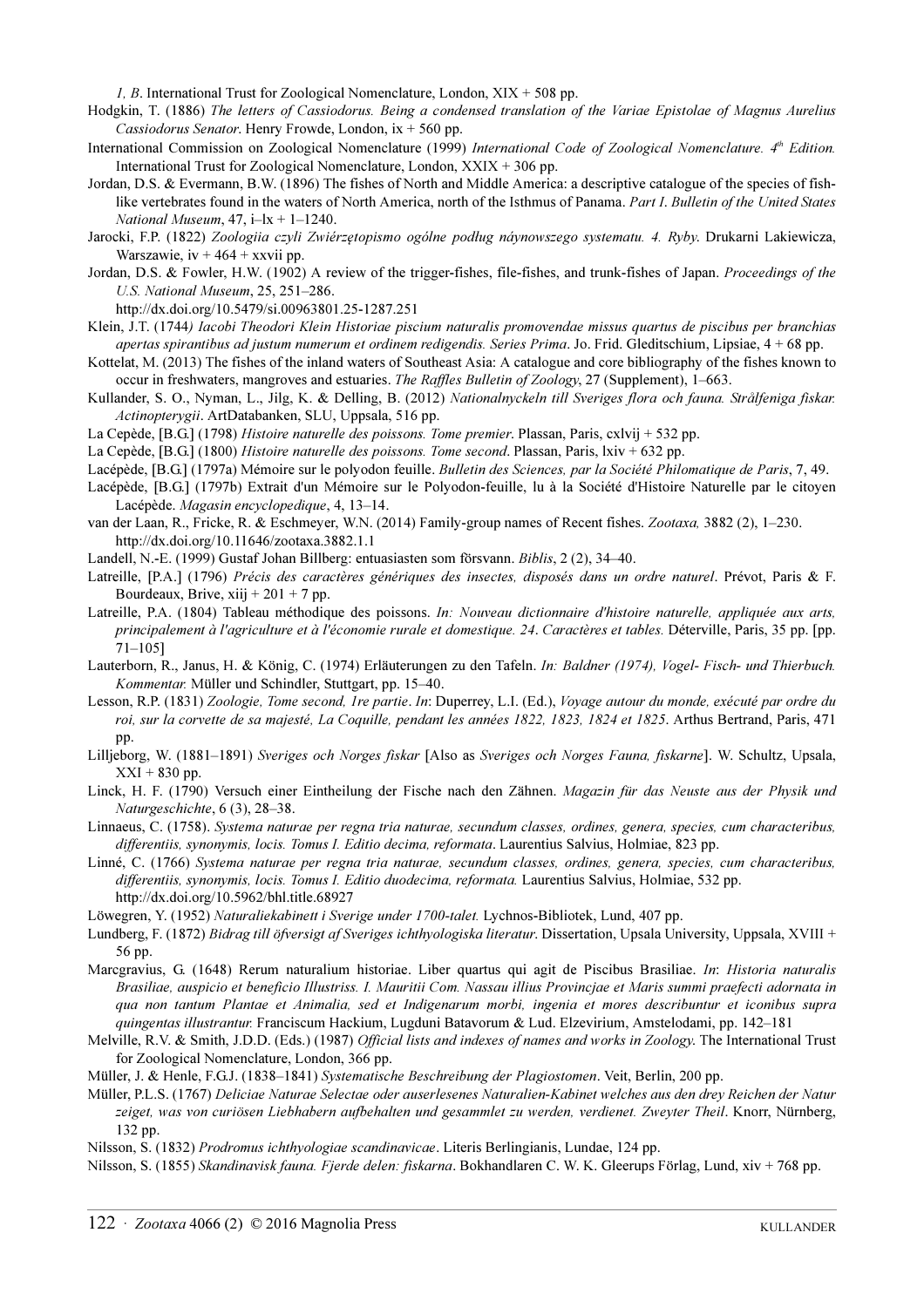*1, B*. International Trust for Zoological Nomenclature, London, XIX + 508 pp.

Hodgkin, T. (1886) *The letters of Cassiodorus. Being a condensed translation of the Variae Epistolae of Magnus Aurelius Cassiodorus Senator*. Henry Frowde, London, ix + 560 pp.

International Commission on Zoological Nomenclature (1999) *International Code of Zoological Nomenclature. 4th Edition.* International Trust for Zoological Nomenclature, London, XXIX + 306 pp.

Jordan, D.S. & Evermann, B.W. (1896) The fishes of North and Middle America: a descriptive catalogue of the species of fish-like vertebrates found in the waters of North America, north of the Isthmus of Panama. *Part I*. *Bulletin of the United States National Museum*, 47, i–lx + 1–1240.

Jarocki, F.P. (1822) *Zoologiia czyli Zwiérzętopismo ogólne podług náynowszego systematu. 4. Ryby*. Drukarni Lakiewicza, Warszawie, iv + 464 + xxvii pp.

Jordan, D.S. & Fowler, H.W. (1902) A review of the trigger-fishes, file-fishes, and trunk-fishes of Japan. *Proceedings of the U.S. National Museum*, 25, 251–286.
http://dx.doi.org/10.5479/si.00963801.25-1287.251

Klein, J.T. (1744*) Iacobi Theodori Klein Historiae piscium naturalis promovendae missus quartus de piscibus per branchias apertas spirantibus ad justum numerum et ordinem redigendis. Series Prima*. Jo. Frid. Gleditschium, Lipsiae, 4 + 68 pp.

Kottelat, M. (2013) The fishes of the inland waters of Southeast Asia: A catalogue and core bibliography of the fishes known to occur in freshwaters, mangroves and estuaries. *The Raffles Bulletin of Zoology*, 27 (Supplement), 1–663.

Kullander, S. O., Nyman, L., Jilg, K. & Delling, B. (2012) *Nationalnyckeln till Sveriges flora och fauna. Strålfeniga fiskar. Actinopterygii*. ArtDatabanken, SLU, Uppsala, 516 pp.

La Cepède, [B.G.] (1798) *Histoire naturelle des poissons. Tome premier*. Plassan, Paris, cxlvij + 532 pp.

La Cepède, [B.G.] (1800) *Histoire naturelle des poissons. Tome second*. Plassan, Paris, lxiv + 632 pp.

Lacépède, [B.G.] (1797a) Mémoire sur le polyodon feuille. *Bulletin des Sciences, par la Société Philomatique de Paris*, 7, 49.

Lacépède, [B.G.] (1797b) Extrait d'un Mémoire sur le Polyodon-feuille, lu à la Société d'Histoire Naturelle par le citoyen Lacépède. *Magasin encyclopedique*, 4, 13–14.

van der Laan, R., Fricke, R. & Eschmeyer, W.N. (2014) Family-group names of Recent fishes. *Zootaxa,* 3882 (2), 1–230.
http://dx.doi.org/10.11646/zootaxa.3882.1.1

Landell, N.-E. (1999) Gustaf Johan Billberg: entuasiasten som försvann. *Biblis*, 2 (2), 34–40.

Latreille, [P.A.] (1796) *Précis des caractères génériques des insectes, disposés dans un ordre naturel*. Prévot, Paris & F. Bourdeaux, Brive, xiij + 201 + 7 pp.

Latreille, P.A. (1804) Tableau méthodique des poissons. *In: Nouveau dictionnaire d'histoire naturelle, appliquée aux arts, principalement à l'agriculture et à l'économie rurale et domestique. 24*. *Caractères et tables.* Déterville, Paris, 35 pp. [pp. 71–105]

Lauterborn, R., Janus, H. & König, C. (1974) Erläuterungen zu den Tafeln. *In: Baldner (1974), Vogel- Fisch- und Thierbuch. Kommentar.* Müller und Schindler, Stuttgart, pp. 15–40.

Lesson, R.P. (1831) *Zoologie, Tome second, 1re partie*. *In*: Duperrey, L.I. (Ed.), *Voyage autour du monde, exécuté par ordre du roi, sur la corvette de sa majesté, La Coquille, pendant les années 1822, 1823, 1824 et 1825*. Arthus Bertrand, Paris, 471 pp.

Lilljeborg, W. (1881–1891) *Sveriges och Norges fiskar* [Also as *Sveriges och Norges Fauna, fiskarne*]. W. Schultz, Upsala, XXI + 830 pp.

Linck, H. F. (1790) Versuch einer Eintheilung der Fische nach den Zähnen. *Magazin für das Neuste aus der Physik und Naturgeschichte*, 6 (3), 28–38.

Linnaeus, C. (1758). *Systema naturae per regna tria naturae, secundum classes, ordines, genera, species, cum characteribus, differentiis, synonymis, locis. Tomus I. Editio decima, reformata*. Laurentius Salvius, Holmiae, 823 pp.

Linné, C. (1766) *Systema naturae per regna tria naturae, secundum classes, ordines, genera, species, cum characteribus, differentiis, synonymis, locis. Tomus I. Editio duodecima, reformata.* Laurentius Salvius, Holmiae, 532 pp.
http://dx.doi.org/10.5962/bhl.title.68927

Löwegren, Y. (1952) *Naturaliekabinett i Sverige under 1700-talet.* Lychnos-Bibliotek, Lund, 407 pp.

Lundberg, F. (1872) *Bidrag till öfversigt af Sveriges ichthyologiska literatur*. Dissertation, Upsala University, Uppsala, XVIII + 56 pp.

Marcgravius, G. (1648) Rerum naturalium historiae. Liber quartus qui agit de Piscibus Brasiliae. *In*: *Historia naturalis Brasiliae, auspicio et beneficio Illustriss. I. Mauritii Com. Nassau illius Provincjae et Maris summi praefecti adornata in qua non tantum Plantae et Animalia, sed et Indigenarum morbi, ingenia et mores describuntur et iconibus supra quingentas illustrantur.* Franciscum Hackium, Lugduni Batavorum & Lud. Elzevirium, Amstelodami, pp. 142–181

Melville, R.V. & Smith, J.D.D. (Eds.) (1987) *Official lists and indexes of names and works in Zoology*. The International Trust for Zoological Nomenclature, London, 366 pp.

Müller, J. & Henle, F.G.J. (1838–1841) *Systematische Beschreibung der Plagiostomen*. Veit, Berlin, 200 pp.

Müller, P.L.S. (1767) *Deliciae Naturae Selectae oder auserlesenes Naturalien-Kabinet welches aus den drey Reichen der Natur zeiget, was von curiösen Liebhabern aufbehalten und gesammlet zu werden, verdienet. Zweyter Theil*. Knorr, Nürnberg, 132 pp.

Nilsson, S. (1832) *Prodromus ichthyologiae scandinavicae*. Literis Berlingianis, Lundae, 124 pp.

Nilsson, S. (1855) *Skandinavisk fauna. Fjerde delen: fiskarna*. Bokhandlaren C. W. K. Gleerups Förlag, Lund, xiv + 768 pp.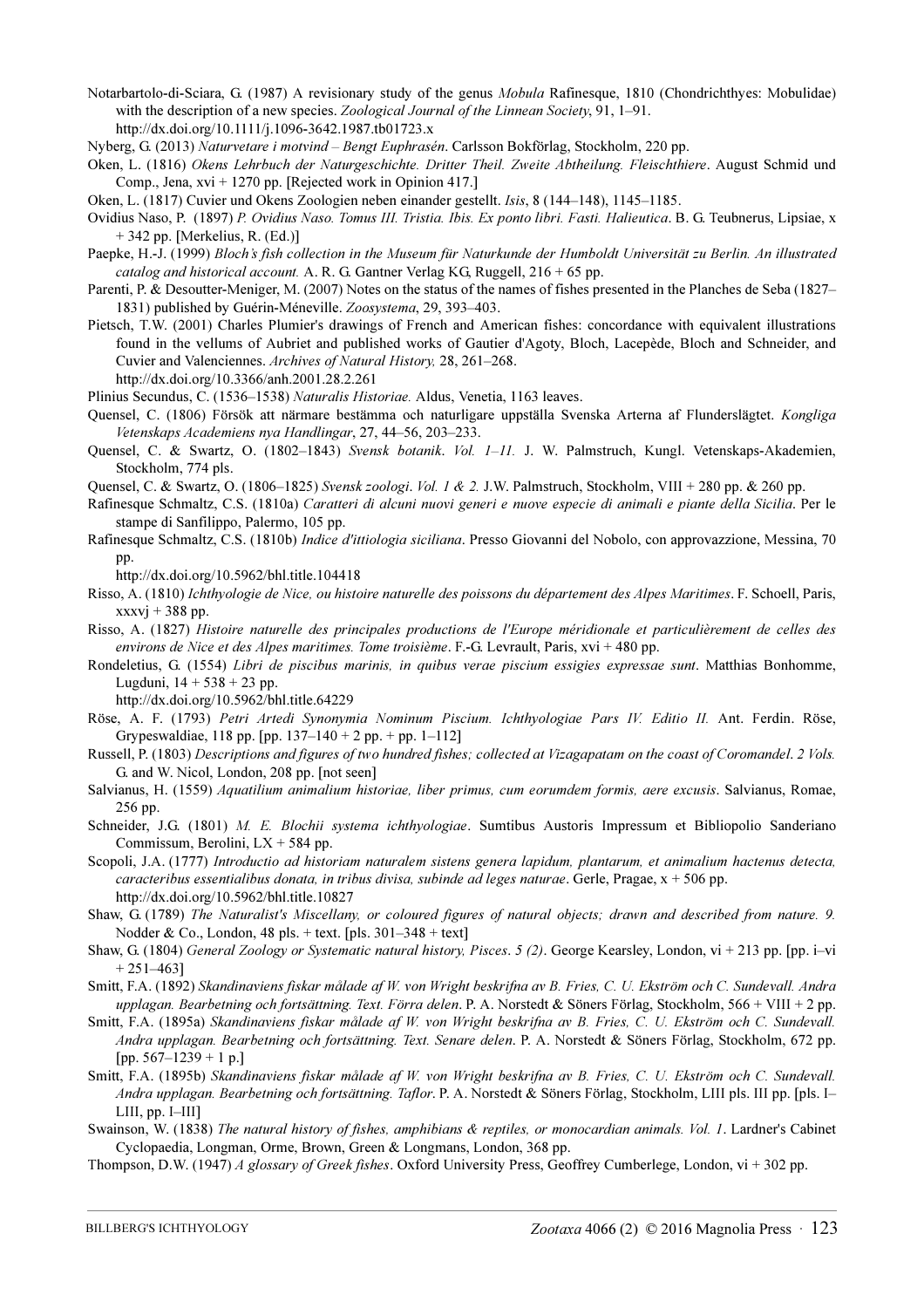Notarbartolo-di-Sciara, G. (1987) A revisionary study of the genus *Mobula* Rafinesque, 1810 (Chondrichthyes: Mobulidae) with the description of a new species. *Zoological Journal of the Linnean Society*, 91, 1–91.
http://dx.doi.org/10.1111/j.1096-3642.1987.tb01723.x

Nyberg, G. (2013) *Naturvetare i motvind – Bengt Euphrasén*. Carlsson Bokförlag, Stockholm, 220 pp.

Oken, L. (1816) *Okens Lehrbuch der Naturgeschichte. Dritter Theil. Zweite Abtheilung. Fleischthiere*. August Schmid und Comp., Jena, xvi + 1270 pp. [Rejected work in Opinion 417.]

Oken, L. (1817) Cuvier und Okens Zoologien neben einander gestellt. *Isis*, 8 (144–148), 1145–1185.

Ovidius Naso, P. (1897) *P. Ovidius Naso. Tomus III. Tristia. Ibis. Ex ponto libri. Fasti. Halieutica*. B. G. Teubnerus, Lipsiae, x + 342 pp. [Merkelius, R. (Ed.)]

Paepke, H.-J. (1999) *Bloch's fish collection in the Museum für Naturkunde der Humboldt Universität zu Berlin. An illustrated catalog and historical account.* A. R. G. Gantner Verlag KG, Ruggell, 216 + 65 pp.

Parenti, P. & Desoutter-Meniger, M. (2007) Notes on the status of the names of fishes presented in the Planches de Seba (1827–1831) published by Guérin-Méneville. *Zoosystema*, 29, 393–403.

Pietsch, T.W. (2001) Charles Plumier's drawings of French and American fishes: concordance with equivalent illustrations found in the vellums of Aubriet and published works of Gautier d'Agoty, Bloch, Lacepède, Bloch and Schneider, and Cuvier and Valenciennes. *Archives of Natural History,* 28, 261–268.
http://dx.doi.org/10.3366/anh.2001.28.2.261

Plinius Secundus, C. (1536–1538) *Naturalis Historiae.* Aldus, Venetia, 1163 leaves.

Quensel, C. (1806) Försök att närmare bestämma och naturligare uppställa Svenska Arterna af Flunderslägtet. *Kongliga Vetenskaps Academiens nya Handlingar*, 27, 44–56, 203–233.

Quensel, C. & Swartz, O. (1802–1843) *Svensk botanik*. *Vol. 1–11.* J. W. Palmstruch, Kungl. Vetenskaps-Akademien, Stockholm, 774 pls.

Quensel, C. & Swartz, O. (1806–1825) *Svensk zoologi*. *Vol. 1 & 2.* J.W. Palmstruch, Stockholm, VIII + 280 pp. & 260 pp.

Rafinesque Schmaltz, C.S. (1810a) *Caratteri di alcuni nuovi generi e nuove especie di animali e piante della Sicilia*. Per le stampe di Sanfilippo, Palermo, 105 pp.

Rafinesque Schmaltz, C.S. (1810b) *Indice d'ittiologia siciliana*. Presso Giovanni del Nobolo, con approvazzione, Messina, 70 pp.
http://dx.doi.org/10.5962/bhl.title.104418

Risso, A. (1810) *Ichthyologie de Nice, ou histoire naturelle des poissons du département des Alpes Maritimes*. F. Schoell, Paris, xxxvj + 388 pp.

Risso, A. (1827) *Histoire naturelle des principales productions de l'Europe méridionale et particulièrement de celles des environs de Nice et des Alpes maritimes. Tome troisième*. F.-G. Levrault, Paris, xvi + 480 pp.

Rondeletius, G. (1554) *Libri de piscibus marinis, in quibus verae piscium essigies expressae sunt*. Matthias Bonhomme, Lugduni, 14 + 538 + 23 pp.
http://dx.doi.org/10.5962/bhl.title.64229

Röse, A. F. (1793) *Petri Artedi Synonymia Nominum Piscium. Ichthyologiae Pars IV. Editio II.* Ant. Ferdin. Röse, Grypeswaldiae, 118 pp. [pp. 137–140 + 2 pp. + pp. 1–112]

Russell, P. (1803) *Descriptions and figures of two hundred fishes; collected at Vizagapatam on the coast of Coromandel*. *2 Vols.* G. and W. Nicol, London, 208 pp. [not seen]

Salvianus, H. (1559) *Aquatilium animalium historiae, liber primus, cum eorumdem formis, aere excusis*. Salvianus, Romae, 256 pp.

Schneider, J.G. (1801) *M. E. Blochii systema ichthyologiae*. Sumtibus Austoris Impressum et Bibliopolio Sanderiano Commissum, Berolini, LX + 584 pp.

Scopoli, J.A. (1777) *Introductio ad historiam naturalem sistens genera lapidum, plantarum, et animalium hactenus detecta, caracteribus essentialibus donata, in tribus divisa, subinde ad leges naturae*. Gerle, Pragae, x + 506 pp.
http://dx.doi.org/10.5962/bhl.title.10827

Shaw, G. (1789) *The Naturalist's Miscellany, or coloured figures of natural objects; drawn and described from nature. 9.* Nodder & Co., London, 48 pls. + text. [pls. 301–348 + text]

Shaw, G. (1804) *General Zoology or Systematic natural history, Pisces*. *5 (2)*. George Kearsley, London, vi + 213 pp. [pp. i–vi + 251–463]

Smitt, F.A. (1892) *Skandinaviens fiskar målade af W. von Wright beskrifna av B. Fries, C. U. Ekström och C. Sundevall. Andra upplagan. Bearbetning och fortsättning. Text. Förra delen*. P. A. Norstedt & Söners Förlag, Stockholm, 566 + VIII + 2 pp.

Smitt, F.A. (1895a) *Skandinaviens fiskar målade af W. von Wright beskrifna av B. Fries, C. U. Ekström och C. Sundevall. Andra upplagan. Bearbetning och fortsättning. Text. Senare delen*. P. A. Norstedt & Söners Förlag, Stockholm, 672 pp. [pp. 567–1239 + 1 p.]

Smitt, F.A. (1895b) *Skandinaviens fiskar målade af W. von Wright beskrifna av B. Fries, C. U. Ekström och C. Sundevall. Andra upplagan. Bearbetning och fortsättning. Taflor*. P. A. Norstedt & Söners Förlag, Stockholm, LIII pls. III pp. [pls. I–LIII, pp. I–III]

Swainson, W. (1838) *The natural history of fishes, amphibians & reptiles, or monocardian animals. Vol. 1*. Lardner's Cabinet Cyclopaedia, Longman, Orme, Brown, Green & Longmans, London, 368 pp.

Thompson, D.W. (1947) *A glossary of Greek fishes*. Oxford University Press, Geoffrey Cumberlege, London, vi + 302 pp.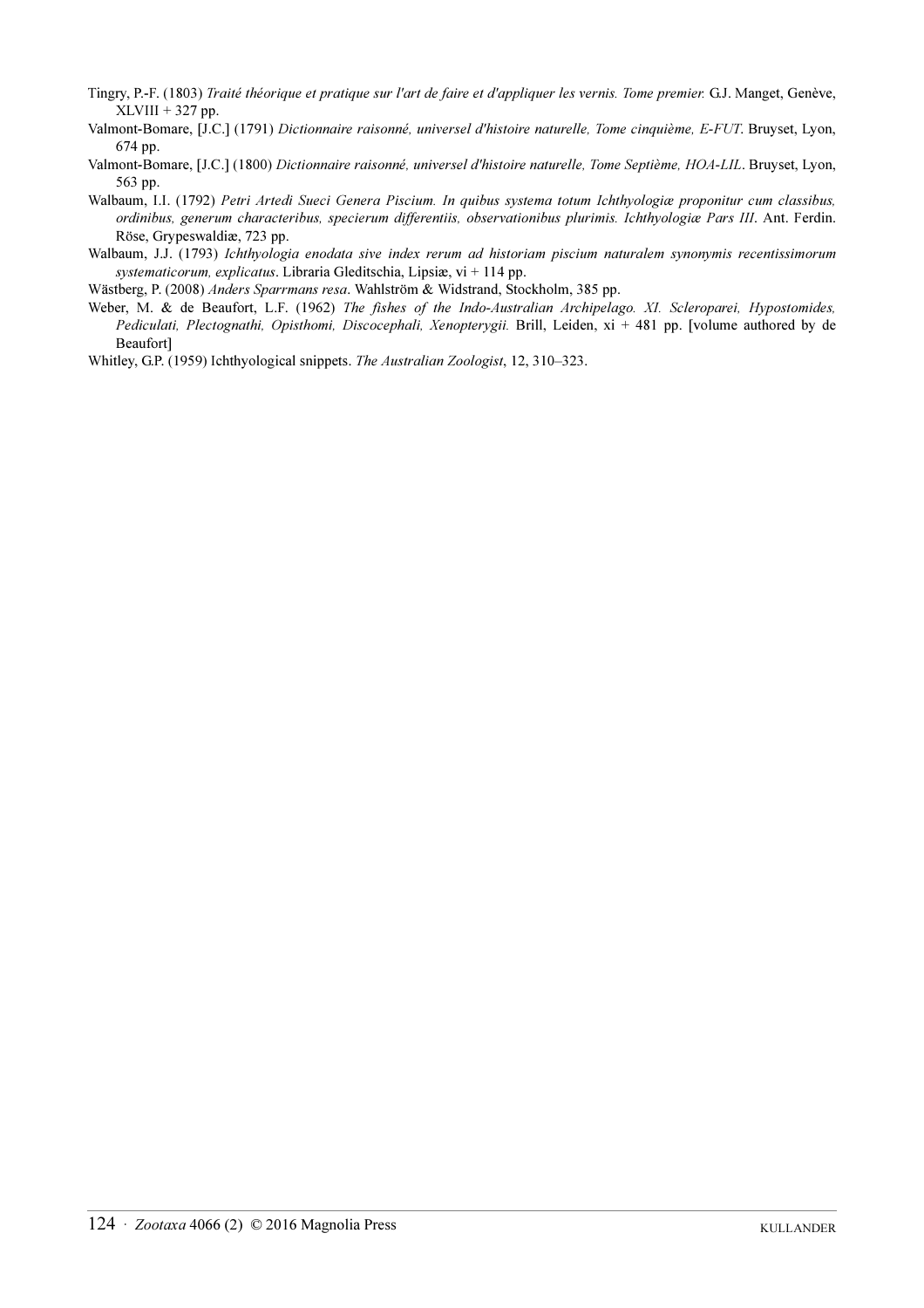Tingry, P.-F. (1803) *Traité théorique et pratique sur l'art de faire et d'appliquer les vernis. Tome premier.* G.J. Manget, Genève, XLVIII + 327 pp.

Valmont-Bomare, [J.C.] (1791) *Dictionnaire raisonné, universel d'histoire naturelle, Tome cinquième, E-FUT*. Bruyset, Lyon, 674 pp.

Valmont-Bomare, [J.C.] (1800) *Dictionnaire raisonné, universel d'histoire naturelle, Tome Septième, HOA-LIL*. Bruyset, Lyon, 563 pp.

Walbaum, I.I. (1792) *Petri Artedi Sueci Genera Piscium. In quibus systema totum Ichthyologiæ proponitur cum classibus, ordinibus, generum characteribus, specierum differentiis, observationibus plurimis. Ichthyologiæ Pars III*. Ant. Ferdin. Röse, Grypeswaldiæ, 723 pp.

Walbaum, J.J. (1793) *Ichthyologia enodata sive index rerum ad historiam piscium naturalem synonymis recentissimorum systematicorum, explicatus*. Libraria Gleditschia, Lipsiæ, vi + 114 pp.

Wästberg, P. (2008) *Anders Sparrmans resa*. Wahlström & Widstrand, Stockholm, 385 pp.

Weber, M. & de Beaufort, L.F. (1962) *The fishes of the Indo-Australian Archipelago. XI. Scleroparei, Hypostomides, Pediculati, Plectognathi, Opisthomi, Discocephali, Xenopterygii.* Brill, Leiden, xi + 481 pp. [volume authored by de Beaufort]

Whitley, G.P. (1959) Ichthyological snippets. *The Australian Zoologist*, 12, 310–323.